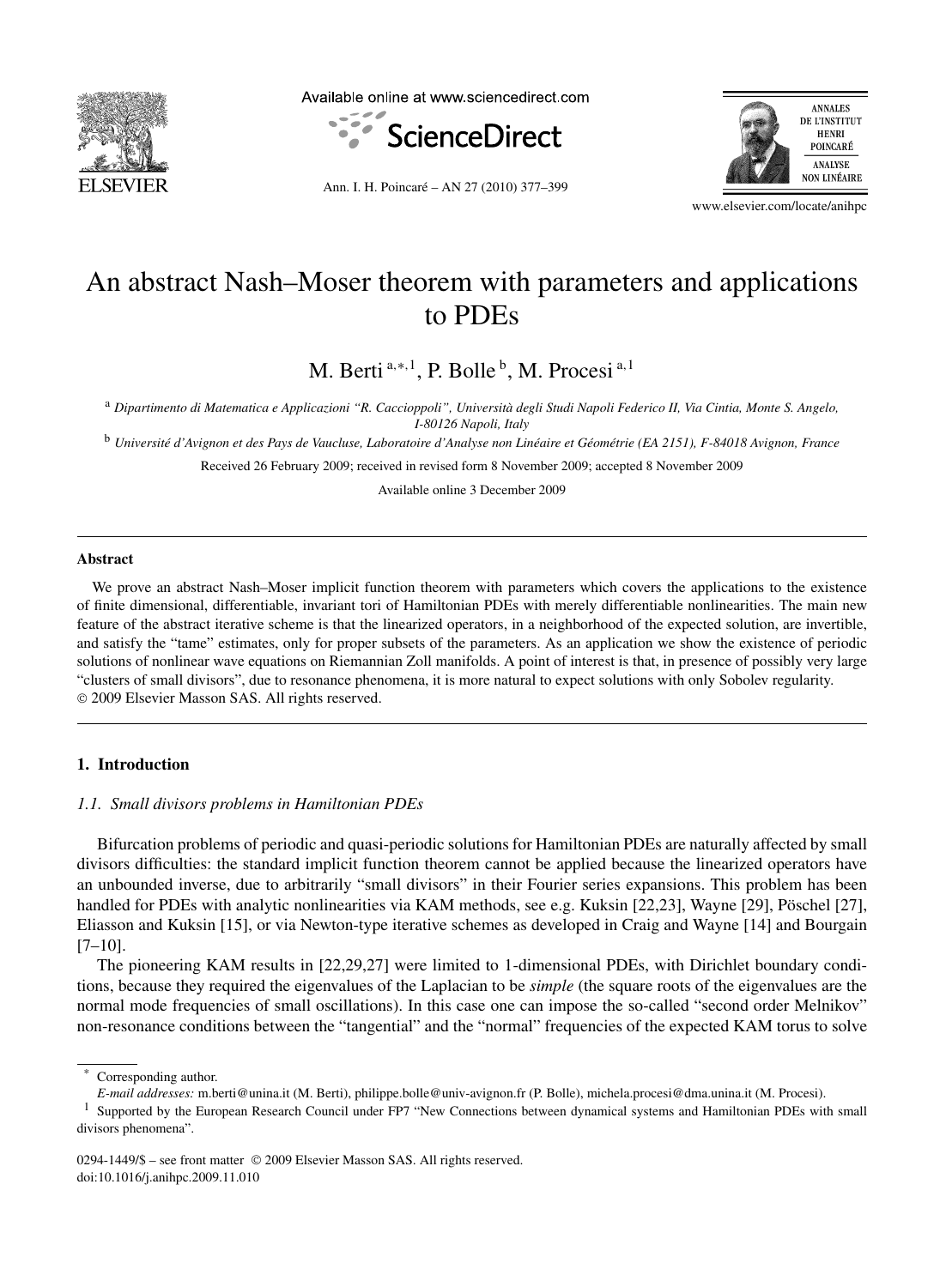# An abstract Nash–Moser theorem with parameters and applications to PDEs

M. Berti [a,*,1], P. Bolle [b], M. Procesi [a,1]

[a] *Dipartimento di Matematica e Applicazioni "R. Caccioppoli", Università degli Studi Napoli Federico II, Via Cintia, Monte S. Angelo, I-80126 Napoli, Italy*

[b] *Université d'Avignon et des Pays de Vaucluse, Laboratoire d'Analyse non Linéaire et Géométrie (EA 2151), F-84018 Avignon, France*

Received 26 February 2009; received in revised form 8 November 2009; accepted 8 November 2009

Available online 3 December 2009

## Abstract

We prove an abstract Nash–Moser implicit function theorem with parameters which covers the applications to the existence of finite dimensional, differentiable, invariant tori of Hamiltonian PDEs with merely differentiable nonlinearities. The main new feature of the abstract iterative scheme is that the linearized operators, in a neighborhood of the expected solution, are invertible, and satisfy the "tame" estimates, only for proper subsets of the parameters. As an application we show the existence of periodic solutions of nonlinear wave equations on Riemannian Zoll manifolds. A point of interest is that, in presence of possibly very large "clusters of small divisors", due to resonance phenomena, it is more natural to expect solutions with only Sobolev regularity.
© 2009 Elsevier Masson SAS. All rights reserved.

## 1. Introduction

### 1.1. Small divisors problems in Hamiltonian PDEs

Bifurcation problems of periodic and quasi-periodic solutions for Hamiltonian PDEs are naturally affected by small divisors difficulties: the standard implicit function theorem cannot be applied because the linearized operators have an unbounded inverse, due to arbitrarily "small divisors" in their Fourier series expansions. This problem has been handled for PDEs with analytic nonlinearities via KAM methods, see e.g. Kuksin [22,23], Wayne [29], Pöschel [27], Eliasson and Kuksin [15], or via Newton-type iterative schemes as developed in Craig and Wayne [14] and Bourgain [7–10].

The pioneering KAM results in [22,29,27] were limited to 1-dimensional PDEs, with Dirichlet boundary conditions, because they required the eigenvalues of the Laplacian to be *simple* (the square roots of the eigenvalues are the normal mode frequencies of small oscillations). In this case one can impose the so-called "second order Melnikov" non-resonance conditions between the "tangential" and the "normal" frequencies of the expected KAM torus to solve

---

* Corresponding author.
*E-mail addresses:* m.berti@unina.it (M. Berti), philippe.bolle@univ-avignon.fr (P. Bolle), michela.procesi@dma.unina.it (M. Procesi).

[1] Supported by the European Research Council under FP7 "New Connections between dynamical systems and Hamiltonian PDEs with small divisors phenomena".

0294-1449/$ – see front matter © 2009 Elsevier Masson SAS. All rights reserved.
doi:10.1016/j.anihpc.2009.11.010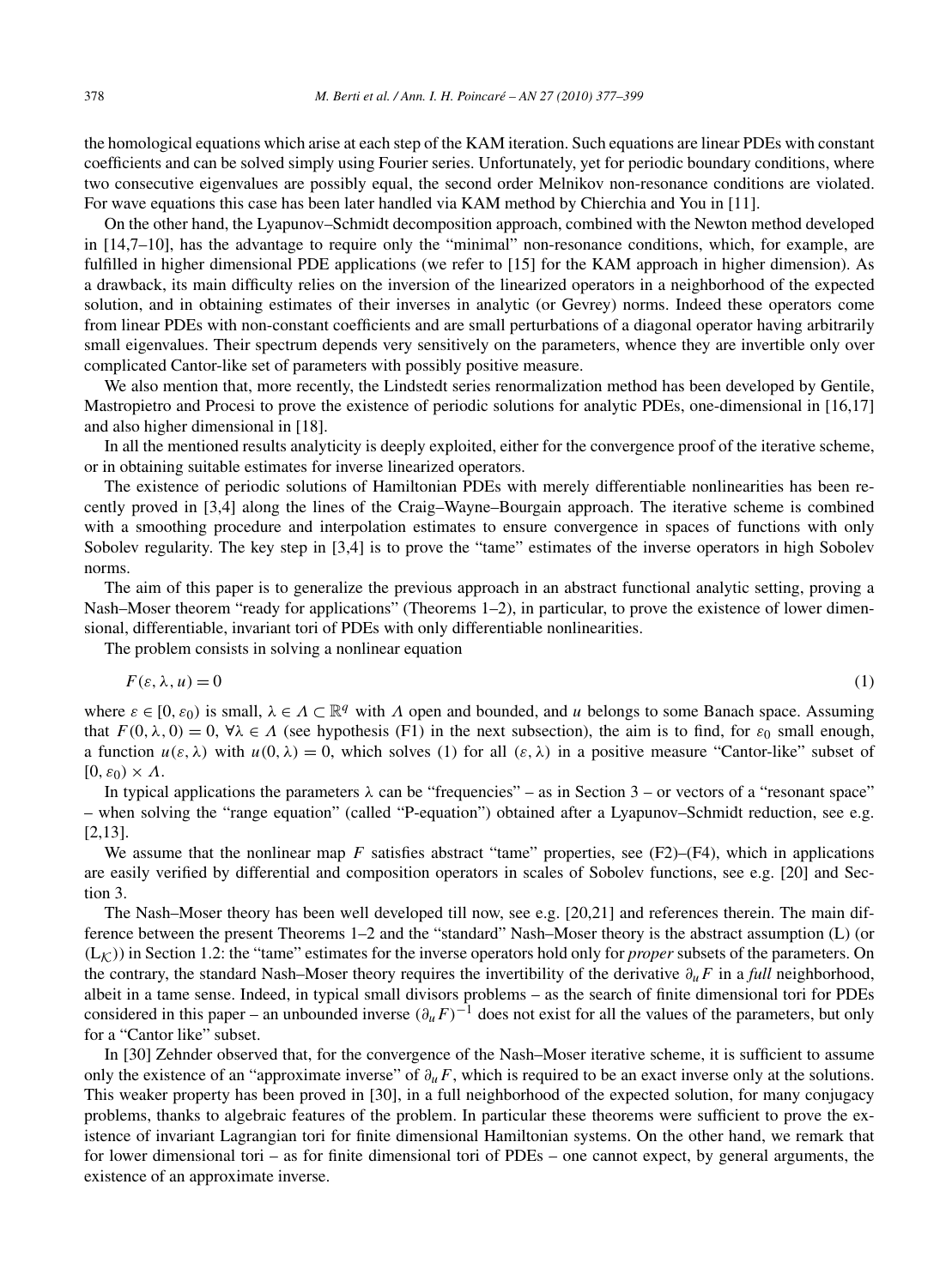the homological equations which arise at each step of the KAM iteration. Such equations are linear PDEs with constant coefficients and can be solved simply using Fourier series. Unfortunately, yet for periodic boundary conditions, where two consecutive eigenvalues are possibly equal, the second order Melnikov non-resonance conditions are violated. For wave equations this case has been later handled via KAM method by Chierchia and You in [11].

On the other hand, the Lyapunov–Schmidt decomposition approach, combined with the Newton method developed in [14,7–10], has the advantage to require only the "minimal" non-resonance conditions, which, for example, are fulfilled in higher dimensional PDE applications (we refer to [15] for the KAM approach in higher dimension). As a drawback, its main difficulty relies on the inversion of the linearized operators in a neighborhood of the expected solution, and in obtaining estimates of their inverses in analytic (or Gevrey) norms. Indeed these operators come from linear PDEs with non-constant coefficients and are small perturbations of a diagonal operator having arbitrarily small eigenvalues. Their spectrum depends very sensitively on the parameters, whence they are invertible only over complicated Cantor-like set of parameters with possibly positive measure.

We also mention that, more recently, the Lindstedt series renormalization method has been developed by Gentile, Mastropietro and Procesi to prove the existence of periodic solutions for analytic PDEs, one-dimensional in [16,17] and also higher dimensional in [18].

In all the mentioned results analyticity is deeply exploited, either for the convergence proof of the iterative scheme, or in obtaining suitable estimates for inverse linearized operators.

The existence of periodic solutions of Hamiltonian PDEs with merely differentiable nonlinearities has been recently proved in [3,4] along the lines of the Craig–Wayne–Bourgain approach. The iterative scheme is combined with a smoothing procedure and interpolation estimates to ensure convergence in spaces of functions with only Sobolev regularity. The key step in [3,4] is to prove the "tame" estimates of the inverse operators in high Sobolev norms.

The aim of this paper is to generalize the previous approach in an abstract functional analytic setting, proving a Nash–Moser theorem "ready for applications" (Theorems 1–2), in particular, to prove the existence of lower dimensional, differentiable, invariant tori of PDEs with only differentiable nonlinearities.

The problem consists in solving a nonlinear equation

$$F(\varepsilon, \lambda, u) = 0 \tag{1}$$

where $\varepsilon \in [0, \varepsilon_0)$ is small, $\lambda \in \Lambda \subset \mathbb{R}^q$ with $\Lambda$ open and bounded, and $u$ belongs to some Banach space. Assuming that $F(0, \lambda, 0) = 0$, $\forall \lambda \in \Lambda$ (see hypothesis (F1) in the next subsection), the aim is to find, for $\varepsilon_0$ small enough, a function $u(\varepsilon, \lambda)$ with $u(0, \lambda) = 0$, which solves (1) for all $(\varepsilon, \lambda)$ in a positive measure "Cantor-like" subset of $[0, \varepsilon_0) \times \Lambda$.

In typical applications the parameters $\lambda$ can be "frequencies" – as in Section 3 – or vectors of a "resonant space" – when solving the "range equation" (called "P-equation") obtained after a Lyapunov–Schmidt reduction, see e.g. [2,13].

We assume that the nonlinear map $F$ satisfies abstract "tame" properties, see (F2)–(F4), which in applications are easily verified by differential and composition operators in scales of Sobolev functions, see e.g. [20] and Section 3.

The Nash–Moser theory has been well developed till now, see e.g. [20,21] and references therein. The main difference between the present Theorems 1–2 and the "standard" Nash–Moser theory is the abstract assumption (L) (or ($\mathrm{L}_{\mathcal{K}}$)) in Section 1.2: the "tame" estimates for the inverse operators hold only for *proper* subsets of the parameters. On the contrary, the standard Nash–Moser theory requires the invertibility of the derivative $\partial_u F$ in a *full* neighborhood, albeit in a tame sense. Indeed, in typical small divisors problems – as the search of finite dimensional tori for PDEs considered in this paper – an unbounded inverse $(\partial_u F)^{-1}$ does not exist for all the values of the parameters, but only for a "Cantor like" subset.

In [30] Zehnder observed that, for the convergence of the Nash–Moser iterative scheme, it is sufficient to assume only the existence of an "approximate inverse" of $\partial_u F$, which is required to be an exact inverse only at the solutions. This weaker property has been proved in [30], in a full neighborhood of the expected solution, for many conjugacy problems, thanks to algebraic features of the problem. In particular these theorems were sufficient to prove the existence of invariant Lagrangian tori for finite dimensional Hamiltonian systems. On the other hand, we remark that for lower dimensional tori – as for finite dimensional tori of PDEs – one cannot expect, by general arguments, the existence of an approximate inverse.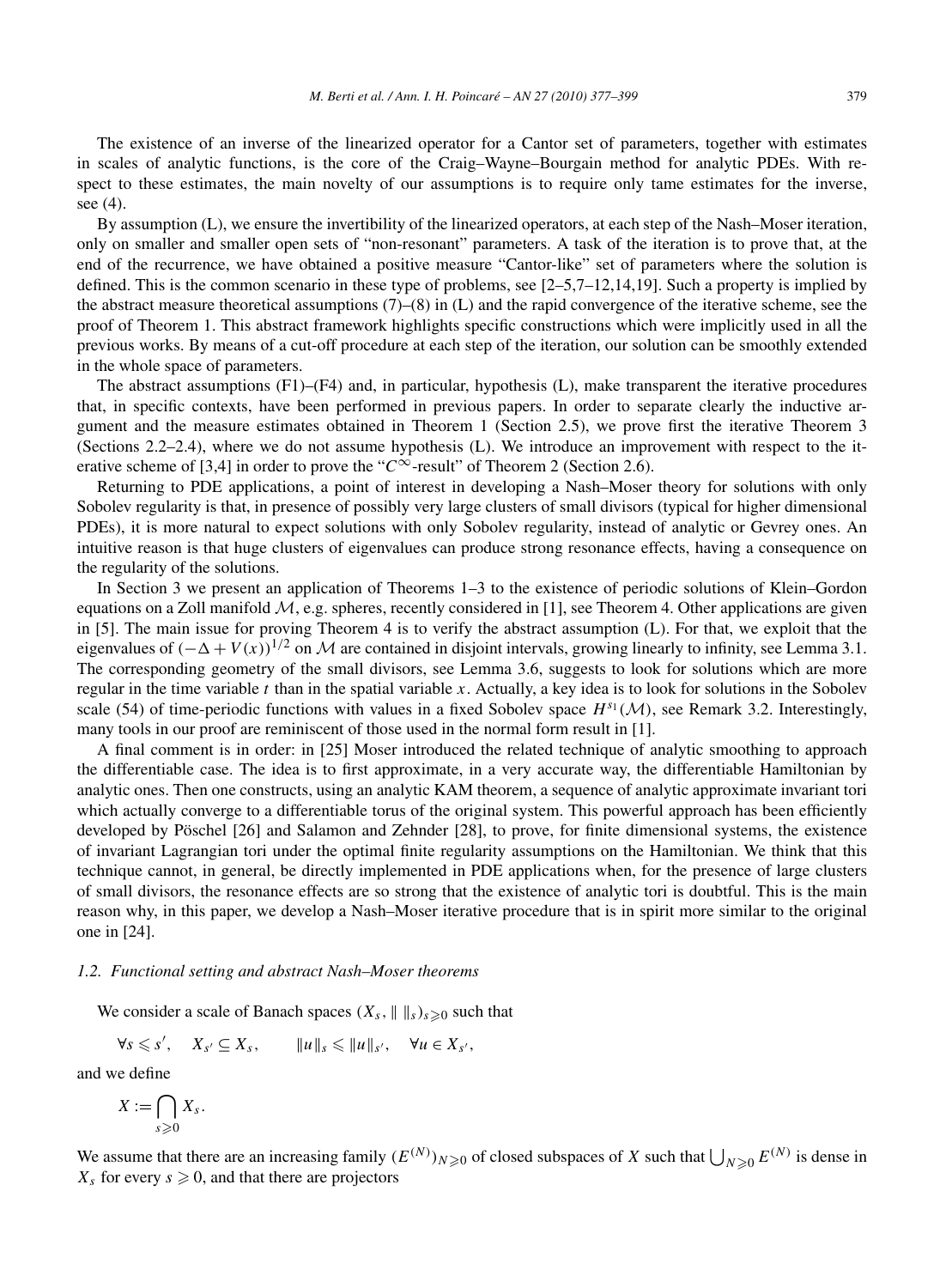The existence of an inverse of the linearized operator for a Cantor set of parameters, together with estimates in scales of analytic functions, is the core of the Craig–Wayne–Bourgain method for analytic PDEs. With respect to these estimates, the main novelty of our assumptions is to require only tame estimates for the inverse, see (4).

By assumption (L), we ensure the invertibility of the linearized operators, at each step of the Nash–Moser iteration, only on smaller and smaller open sets of "non-resonant" parameters. A task of the iteration is to prove that, at the end of the recurrence, we have obtained a positive measure "Cantor-like" set of parameters where the solution is defined. This is the common scenario in these type of problems, see [2–5,7–12,14,19]. Such a property is implied by the abstract measure theoretical assumptions (7)–(8) in (L) and the rapid convergence of the iterative scheme, see the proof of Theorem 1. This abstract framework highlights specific constructions which were implicitly used in all the previous works. By means of a cut-off procedure at each step of the iteration, our solution can be smoothly extended in the whole space of parameters.

The abstract assumptions (F1)–(F4) and, in particular, hypothesis (L), make transparent the iterative procedures that, in specific contexts, have been performed in previous papers. In order to separate clearly the inductive argument and the measure estimates obtained in Theorem 1 (Section 2.5), we prove first the iterative Theorem 3 (Sections 2.2–2.4), where we do not assume hypothesis (L). We introduce an improvement with respect to the iterative scheme of [3,4] in order to prove the "$C^\infty$-result" of Theorem 2 (Section 2.6).

Returning to PDE applications, a point of interest in developing a Nash–Moser theory for solutions with only Sobolev regularity is that, in presence of possibly very large clusters of small divisors (typical for higher dimensional PDEs), it is more natural to expect solutions with only Sobolev regularity, instead of analytic or Gevrey ones. An intuitive reason is that huge clusters of eigenvalues can produce strong resonance effects, having a consequence on the regularity of the solutions.

In Section 3 we present an application of Theorems 1–3 to the existence of periodic solutions of Klein–Gordon equations on a Zoll manifold $\mathcal{M}$, e.g. spheres, recently considered in [1], see Theorem 4. Other applications are given in [5]. The main issue for proving Theorem 4 is to verify the abstract assumption (L). For that, we exploit that the eigenvalues of $(-\Delta + V(x))^{1/2}$ on $\mathcal{M}$ are contained in disjoint intervals, growing linearly to infinity, see Lemma 3.1. The corresponding geometry of the small divisors, see Lemma 3.6, suggests to look for solutions which are more regular in the time variable $t$ than in the spatial variable $x$. Actually, a key idea is to look for solutions in the Sobolev scale (54) of time-periodic functions with values in a fixed Sobolev space $H^{s_1}(\mathcal{M})$, see Remark 3.2. Interestingly, many tools in our proof are reminiscent of those used in the normal form result in [1].

A final comment is in order: in [25] Moser introduced the related technique of analytic smoothing to approach the differentiable case. The idea is to first approximate, in a very accurate way, the differentiable Hamiltonian by analytic ones. Then one constructs, using an analytic KAM theorem, a sequence of analytic approximate invariant tori which actually converge to a differentiable torus of the original system. This powerful approach has been efficiently developed by Pöschel [26] and Salamon and Zehnder [28], to prove, for finite dimensional systems, the existence of invariant Lagrangian tori under the optimal finite regularity assumptions on the Hamiltonian. We think that this technique cannot, in general, be directly implemented in PDE applications when, for the presence of large clusters of small divisors, the resonance effects are so strong that the existence of analytic tori is doubtful. This is the main reason why, in this paper, we develop a Nash–Moser iterative procedure that is in spirit more similar to the original one in [24].

### 1.2. Functional setting and abstract Nash–Moser theorems

We consider a scale of Banach spaces $(X_s, \| \, \|_s)_{s \geqslant 0}$ such that

$$\forall s \leqslant s', \quad X_{s'} \subseteq X_s, \qquad \|u\|_s \leqslant \|u\|_{s'}, \quad \forall u \in X_{s'},$$

and we define

$$X := \bigcap_{s \geqslant 0} X_s.$$

We assume that there are an increasing family $(E^{(N)})_{N \geqslant 0}$ of closed subspaces of $X$ such that $\bigcup_{N \geqslant 0} E^{(N)}$ is dense in $X_s$ for every $s \geqslant 0$, and that there are projectors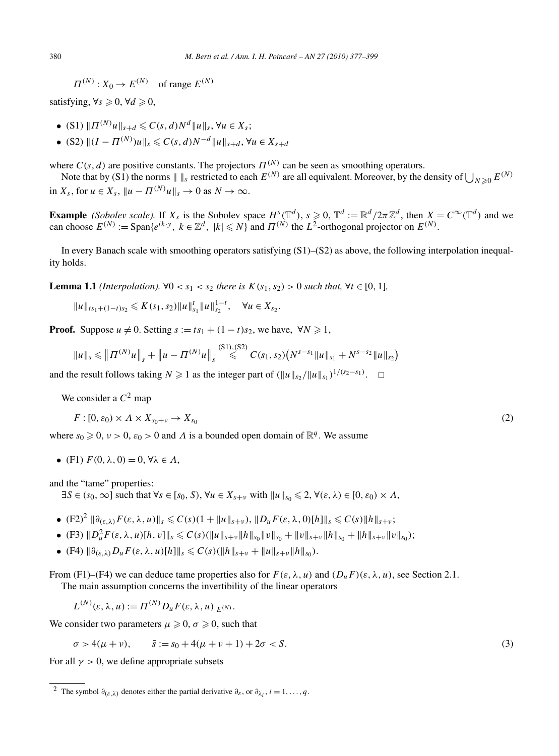$$\Pi^{(N)} : X_0 \to E^{(N)} \quad \text{of range } E^{(N)}$$

satisfying, $\forall s \geqslant 0$, $\forall d \geqslant 0$,

- (S1) $\|\Pi^{(N)} u\|_{s+d} \leqslant C(s,d) N^d \|u\|_s$, $\forall u \in X_s$;
- (S2) $\|(I - \Pi^{(N)}) u\|_s \leqslant C(s,d) N^{-d} \|u\|_{s+d}$, $\forall u \in X_{s+d}$

where $C(s,d)$ are positive constants. The projectors $\Pi^{(N)}$ can be seen as smoothing operators.

Note that by (S1) the norms $\| \ \|_s$ restricted to each $E^{(N)}$ are all equivalent. Moreover, by the density of $\bigcup_{N \geqslant 0} E^{(N)}$ in $X_s$, for $u \in X_s$, $\|u - \Pi^{(N)} u\|_s \to 0$ as $N \to \infty$.

**Example** *(Sobolev scale).* If $X_s$ is the Sobolev space $H^s(\mathbb{T}^d)$, $s \geqslant 0$, $\mathbb{T}^d := \mathbb{R}^d / 2\pi \mathbb{Z}^d$, then $X = C^\infty(\mathbb{T}^d)$ and we can choose $E^{(N)} := \mathrm{Span}\{e^{ik \cdot y},\ k \in \mathbb{Z}^d,\ |k| \leqslant N\}$ and $\Pi^{(N)}$ the $L^2$-orthogonal projector on $E^{(N)}$.

In every Banach scale with smoothing operators satisfying (S1)–(S2) as above, the following interpolation inequality holds.

**Lemma 1.1** *(Interpolation). $\forall 0 < s_1 < s_2$ there is $K(s_1, s_2) > 0$ such that, $\forall t \in [0,1]$,*

$$\|u\|_{ts_1 + (1-t)s_2} \leqslant K(s_1, s_2) \|u\|_{s_1}^t \|u\|_{s_2}^{1-t}, \quad \forall u \in X_{s_2}.$$

**Proof.** Suppose $u \neq 0$. Setting $s := ts_1 + (1-t)s_2$, we have, $\forall N \geqslant 1$,

$$\|u\|_s \leqslant \left\|\Pi^{(N)} u\right\|_s + \left\|u - \Pi^{(N)} u\right\|_s \overset{(S1),(S2)}{\leqslant} C(s_1, s_2)\left(N^{s-s_1} \|u\|_{s_1} + N^{s-s_2} \|u\|_{s_2}\right)$$

and the result follows taking $N \geqslant 1$ as the integer part of $(\|u\|_{s_2} / \|u\|_{s_1})^{1/(s_2 - s_1)}$. $\square$

We consider a $C^2$ map

$$F : [0, \varepsilon_0) \times \Lambda \times X_{s_0 + \nu} \to X_{s_0} \tag{2}$$

where $s_0 \geqslant 0$, $\nu > 0$, $\varepsilon_0 > 0$ and $\Lambda$ is a bounded open domain of $\mathbb{R}^q$. We assume

- (F1) $F(0, \lambda, 0) = 0$, $\forall \lambda \in \Lambda$,

and the "tame" properties:

$\exists S \in (s_0, \infty]$ such that $\forall s \in [s_0, S)$, $\forall u \in X_{s+\nu}$ with $\|u\|_{s_0} \leqslant 2$, $\forall (\varepsilon, \lambda) \in [0, \varepsilon_0) \times \Lambda$,

- (F2)[2] $\|\partial_{(\varepsilon,\lambda)} F(\varepsilon, \lambda, u)\|_s \leqslant C(s)(1 + \|u\|_{s+\nu})$, $\|D_u F(\varepsilon, \lambda, 0)[h]\|_s \leqslant C(s) \|h\|_{s+\nu}$;
- (F3) $\|D_u^2 F(\varepsilon, \lambda, u)[h, v]\|_s \leqslant C(s)(\|u\|_{s+\nu} \|h\|_{s_0} \|v\|_{s_0} + \|v\|_{s+\nu} \|h\|_{s_0} + \|h\|_{s+\nu} \|v\|_{s_0})$;
- (F4) $\|\partial_{(\varepsilon,\lambda)} D_u F(\varepsilon, \lambda, u)[h]\|_s \leqslant C(s)(\|h\|_{s+\nu} + \|u\|_{s+\nu} \|h\|_{s_0})$.

From (F1)–(F4) we can deduce tame properties also for $F(\varepsilon, \lambda, u)$ and $(D_u F)(\varepsilon, \lambda, u)$, see Section 2.1.

The main assumption concerns the invertibility of the linear operators

$$L^{(N)}(\varepsilon, \lambda, u) := \Pi^{(N)} D_u F(\varepsilon, \lambda, u)_{|E^{(N)}}.$$

We consider two parameters $\mu \geqslant 0$, $\sigma \geqslant 0$, such that

$$\sigma > 4(\mu + \nu), \qquad \bar{s} := s_0 + 4(\mu + \nu + 1) + 2\sigma < S. \tag{3}$$

For all $\gamma > 0$, we define appropriate subsets

[2] The symbol $\partial_{(\varepsilon,\lambda)}$ denotes either the partial derivative $\partial_\varepsilon$, or $\partial_{\lambda_i}$, $i = 1, \ldots, q$.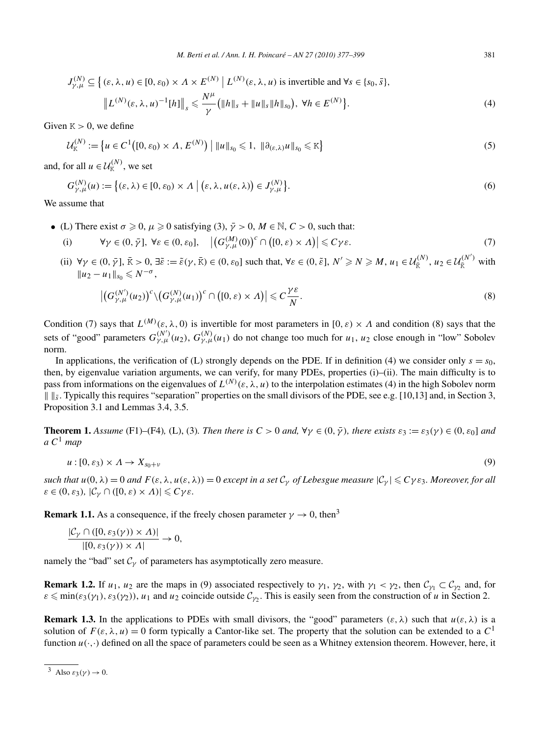$$J_{\gamma,\mu}^{(N)} \subseteq \Big\{ (\varepsilon,\lambda,u) \in [0,\varepsilon_0) \times \Lambda \times E^{(N)} \;\Big|\; L^{(N)}(\varepsilon,\lambda,u) \text{ is invertible and } \forall s \in \{s_0,\bar{s}\},$$

$$\big\| L^{(N)}(\varepsilon,\lambda,u)^{-1}[h] \big\|_s \leqslant \frac{N^\mu}{\gamma} \big( \|h\|_s + \|u\|_s \|h\|_{s_0} \big),\ \forall h \in E^{(N)} \Big\}. \tag{4}$$

Given $\mathtt{K} > 0$, we define

$$\mathcal{U}_{\mathtt{K}}^{(N)} := \big\{ u \in C^1\big([0,\varepsilon_0) \times \Lambda, E^{(N)}\big) \;\big|\; \|u\|_{s_0} \leqslant 1,\ \|\partial_{(\varepsilon,\lambda)} u\|_{s_0} \leqslant \mathtt{K} \big\} \tag{5}$$

and, for all $u \in \mathcal{U}_{\mathtt{K}}^{(N)}$, we set

$$G_{\gamma,\mu}^{(N)}(u) := \big\{ (\varepsilon,\lambda) \in [0,\varepsilon_0) \times \Lambda \;\big|\; \big(\varepsilon,\lambda,u(\varepsilon,\lambda)\big) \in J_{\gamma,\mu}^{(N)} \big\}. \tag{6}$$

We assume that

- (L) There exist $\sigma \geqslant 0$, $\mu \geqslant 0$ satisfying (3), $\bar{\gamma} > 0$, $M \in \mathbb{N}$, $C > 0$, such that:
  (i) $\quad \forall \gamma \in (0,\bar{\gamma}],\ \forall \varepsilon \in (0,\varepsilon_0], \quad \big| \big(G_{\gamma,\mu}^{(M)}(0)\big)^c \cap \big([0,\varepsilon) \times \Lambda\big) \big| \leqslant C\gamma\varepsilon.$ (7)

  (ii) $\forall \gamma \in (0,\bar{\gamma}]$, $\bar{\mathtt{K}} > 0$, $\exists \tilde{\varepsilon} := \tilde{\varepsilon}(\gamma,\bar{\mathtt{K}}) \in (0,\varepsilon_0]$ such that, $\forall \varepsilon \in (0,\tilde{\varepsilon}]$, $N' \geqslant N \geqslant M$, $u_1 \in \mathcal{U}_{\bar{\mathtt{K}}}^{(N)}$, $u_2 \in \mathcal{U}_{\bar{\mathtt{K}}}^{(N')}$ with $\|u_2 - u_1\|_{s_0} \leqslant N^{-\sigma}$,

$$\big| \big(G_{\gamma,\mu}^{(N')}(u_2)\big)^c \backslash \big(G_{\gamma,\mu}^{(N)}(u_1)\big)^c \cap \big([0,\varepsilon) \times \Lambda\big) \big| \leqslant C\frac{\gamma\varepsilon}{N}. \tag{8}$$

Condition (7) says that $L^{(M)}(\varepsilon,\lambda,0)$ is invertible for most parameters in $[0,\varepsilon) \times \Lambda$ and condition (8) says that the sets of "good" parameters $G_{\gamma,\mu}^{(N')}(u_2)$, $G_{\gamma,\mu}^{(N)}(u_1)$ do not change too much for $u_1$, $u_2$ close enough in "low" Sobolev norm.

In applications, the verification of (L) strongly depends on the PDE. If in definition (4) we consider only $s = s_0$, then, by eigenvalue variation arguments, we can verify, for many PDEs, properties (i)–(ii). The main difficulty is to pass from informations on the eigenvalues of $L^{(N)}(\varepsilon,\lambda,u)$ to the interpolation estimates (4) in the high Sobolev norm $\|\ \|_{\bar{s}}$. Typically this requires "separation" properties on the small divisors of the PDE, see e.g. [10,13] and, in Section 3, Proposition 3.1 and Lemmas 3.4, 3.5.

**Theorem 1.** *Assume* (F1)–(F4)*,* (L)*,* (3)*. Then there is $C > 0$ and, $\forall \gamma \in (0,\bar{\gamma})$, there exists $\varepsilon_3 := \varepsilon_3(\gamma) \in (0,\varepsilon_0]$ and a $C^1$ map*

$$u : [0,\varepsilon_3) \times \Lambda \to X_{s_0+\nu} \tag{9}$$

*such that $u(0,\lambda) = 0$ and $F(\varepsilon,\lambda,u(\varepsilon,\lambda)) = 0$ except in a set $\mathcal{C}_\gamma$ of Lebesgue measure $|\mathcal{C}_\gamma| \leqslant C\gamma\varepsilon_3$. Moreover, for all $\varepsilon \in (0,\varepsilon_3)$, $|\mathcal{C}_\gamma \cap ([0,\varepsilon) \times \Lambda)| \leqslant C\gamma\varepsilon$.*

**Remark 1.1.** As a consequence, if the freely chosen parameter $\gamma \to 0$, then[3]

$$\frac{|\mathcal{C}_\gamma \cap ([0,\varepsilon_3(\gamma)) \times \Lambda)|}{|[0,\varepsilon_3(\gamma)) \times \Lambda|} \to 0,$$

namely the "bad" set $\mathcal{C}_\gamma$ of parameters has asymptotically zero measure.

**Remark 1.2.** If $u_1$, $u_2$ are the maps in (9) associated respectively to $\gamma_1$, $\gamma_2$, with $\gamma_1 < \gamma_2$, then $\mathcal{C}_{\gamma_1} \subset \mathcal{C}_{\gamma_2}$ and, for $\varepsilon \leqslant \min(\varepsilon_3(\gamma_1), \varepsilon_3(\gamma_2))$, $u_1$ and $u_2$ coincide outside $\mathcal{C}_{\gamma_2}$. This is easily seen from the construction of $u$ in Section 2.

**Remark 1.3.** In the applications to PDEs with small divisors, the "good" parameters $(\varepsilon,\lambda)$ such that $u(\varepsilon,\lambda)$ is a solution of $F(\varepsilon,\lambda,u) = 0$ form typically a Cantor-like set. The property that the solution can be extended to a $C^1$ function $u(\cdot,\cdot)$ defined on all the space of parameters could be seen as a Whitney extension theorem. However, here, it

[3] Also $\varepsilon_3(\gamma) \to 0$.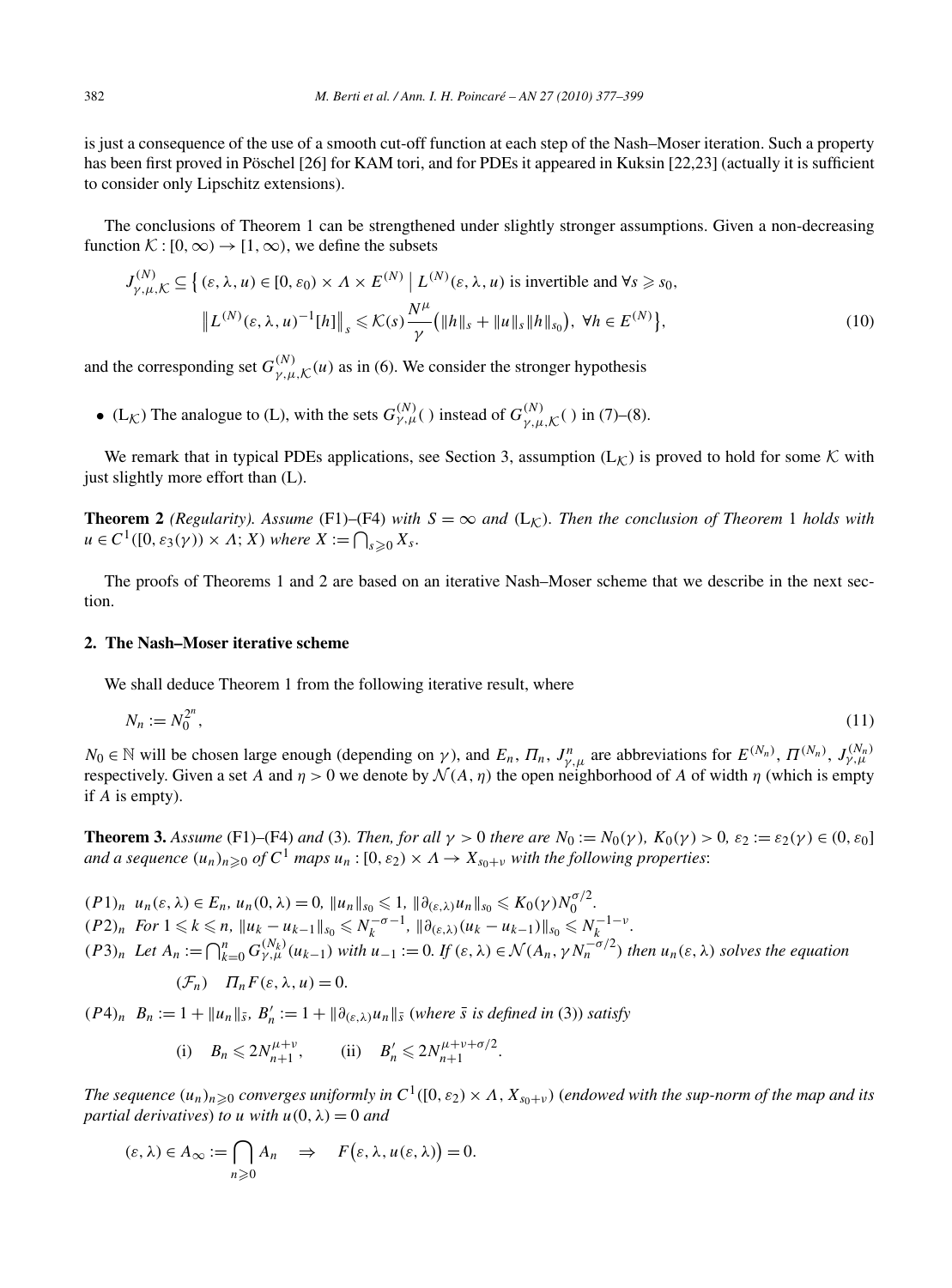is just a consequence of the use of a smooth cut-off function at each step of the Nash–Moser iteration. Such a property has been first proved in Pöschel [26] for KAM tori, and for PDEs it appeared in Kuksin [22,23] (actually it is sufficient to consider only Lipschitz extensions).

The conclusions of Theorem 1 can be strengthened under slightly stronger assumptions. Given a non-decreasing function $\mathcal{K} : [0, \infty) \to [1, \infty)$, we define the subsets

$$J^{(N)}_{\gamma,\mu,\mathcal{K}} \subseteq \Big\{ (\varepsilon, \lambda, u) \in [0, \varepsilon_0) \times \Lambda \times E^{(N)} \;\Big|\; L^{(N)}(\varepsilon, \lambda, u) \text{ is invertible and } \forall s \geqslant s_0,$$
$$\big\| L^{(N)}(\varepsilon, \lambda, u)^{-1}[h] \big\|_s \leqslant \mathcal{K}(s) \frac{N^\mu}{\gamma} \big( \|h\|_s + \|u\|_s \|h\|_{s_0} \big),\ \forall h \in E^{(N)} \Big\}, \tag{10}$$

and the corresponding set $G^{(N)}_{\gamma,\mu,\mathcal{K}}(u)$ as in (6). We consider the stronger hypothesis

- ($\mathrm{L}_{\mathcal{K}}$) The analogue to (L), with the sets $G^{(N)}_{\gamma,\mu}(\ )$ instead of $G^{(N)}_{\gamma,\mu,\mathcal{K}}(\ )$ in (7)–(8).

We remark that in typical PDEs applications, see Section 3, assumption ($\mathrm{L}_{\mathcal{K}}$) is proved to hold for some $\mathcal{K}$ with just slightly more effort than (L).

**Theorem 2** *(Regularity). Assume* (F1)–(F4) *with $S = \infty$ and* ($\mathrm{L}_{\mathcal{K}}$)*. Then the conclusion of Theorem* 1 *holds with $u \in C^1([0, \varepsilon_3(\gamma)) \times \Lambda; X)$ where $X := \bigcap_{s \geqslant 0} X_s$.*

The proofs of Theorems 1 and 2 are based on an iterative Nash–Moser scheme that we describe in the next section.

## 2. The Nash–Moser iterative scheme

We shall deduce Theorem 1 from the following iterative result, where

$$N_n := N_0^{2^n}, \tag{11}$$

$N_0 \in \mathbb{N}$ will be chosen large enough (depending on $\gamma$), and $E_n$, $\Pi_n$, $J^n_{\gamma,\mu}$ are abbreviations for $E^{(N_n)}$, $\Pi^{(N_n)}$, $J^{(N_n)}_{\gamma,\mu}$ respectively. Given a set $A$ and $\eta > 0$ we denote by $\mathcal{N}(A, \eta)$ the open neighborhood of $A$ of width $\eta$ (which is empty if $A$ is empty).

**Theorem 3.** *Assume* (F1)–(F4) *and* (3)*. Then, for all $\gamma > 0$ there are $N_0 := N_0(\gamma)$, $K_0(\gamma) > 0$, $\varepsilon_2 := \varepsilon_2(\gamma) \in (0, \varepsilon_0]$ and a sequence $(u_n)_{n \geqslant 0}$ of $C^1$ maps $u_n : [0, \varepsilon_2) \times \Lambda \to X_{s_0+\nu}$ with the following properties*:

$(P1)_n$ $u_n(\varepsilon, \lambda) \in E_n$, $u_n(0, \lambda) = 0$, $\|u_n\|_{s_0} \leqslant 1$, $\|\partial_{(\varepsilon,\lambda)} u_n\|_{s_0} \leqslant K_0(\gamma) N_0^{\sigma/2}$.

$(P2)_n$ *For* $1 \leqslant k \leqslant n$, $\|u_k - u_{k-1}\|_{s_0} \leqslant N_k^{-\sigma-1}$, $\|\partial_{(\varepsilon,\lambda)}(u_k - u_{k-1})\|_{s_0} \leqslant N_k^{-1-\nu}$.

$(P3)_n$ *Let* $A_n := \bigcap_{k=0}^n G^{(N_k)}_{\gamma,\mu}(u_{k-1})$ *with* $u_{-1} := 0$*. If* $(\varepsilon, \lambda) \in \mathcal{N}(A_n, \gamma N_n^{-\sigma/2})$ *then* $u_n(\varepsilon, \lambda)$ *solves the equation*

$$(\mathcal{F}_n) \quad \Pi_n F(\varepsilon, \lambda, u) = 0.$$

$(P4)_n$ $B_n := 1 + \|u_n\|_{\bar{s}}$, $B'_n := 1 + \|\partial_{(\varepsilon,\lambda)} u_n\|_{\bar{s}}$ *(where $\bar{s}$ is defined in* (3)*) satisfy*

$$\text{(i)} \quad B_n \leqslant 2N_{n+1}^{\mu+\nu}, \qquad \text{(ii)} \quad B'_n \leqslant 2N_{n+1}^{\mu+\nu+\sigma/2}.$$

*The sequence $(u_n)_{n \geqslant 0}$ converges uniformly in $C^1([0, \varepsilon_2) \times \Lambda, X_{s_0+\nu})$ (endowed with the sup-norm of the map and its partial derivatives) to $u$ with $u(0, \lambda) = 0$ and*

$$(\varepsilon, \lambda) \in A_\infty := \bigcap_{n \geqslant 0} A_n \quad \Rightarrow \quad F\big(\varepsilon, \lambda, u(\varepsilon, \lambda)\big) = 0.$$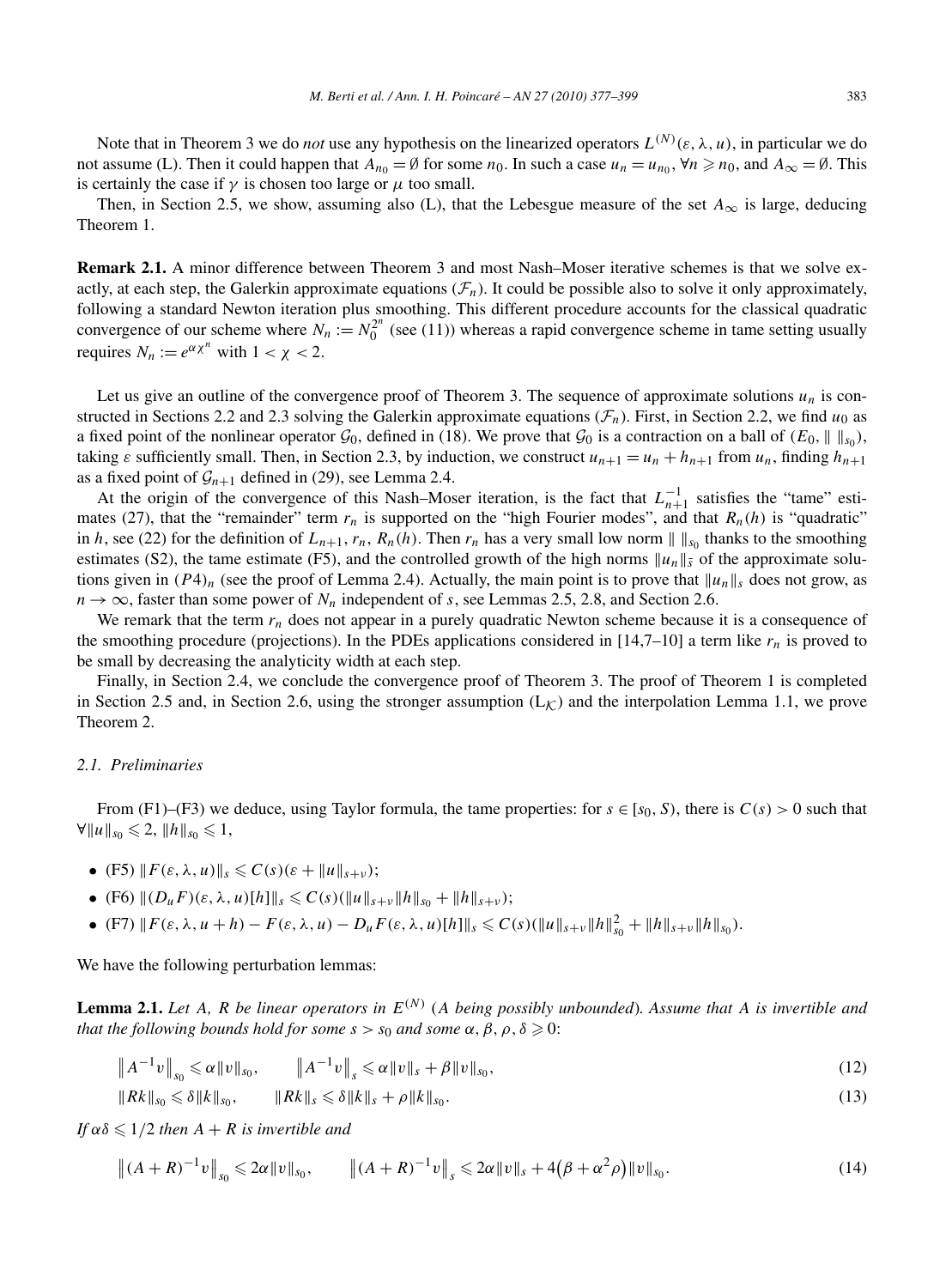Note that in Theorem 3 we do *not* use any hypothesis on the linearized operators $L^{(N)}(\varepsilon, \lambda, u)$, in particular we do not assume (L). Then it could happen that $A_{n_0} = \emptyset$ for some $n_0$. In such a case $u_n = u_{n_0}$, $\forall n \geqslant n_0$, and $A_\infty = \emptyset$. This is certainly the case if $\gamma$ is chosen too large or $\mu$ too small.

Then, in Section 2.5, we show, assuming also (L), that the Lebesgue measure of the set $A_\infty$ is large, deducing Theorem 1.

**Remark 2.1.** A minor difference between Theorem 3 and most Nash–Moser iterative schemes is that we solve exactly, at each step, the Galerkin approximate equations $(\mathcal{F}_n)$. It could be possible also to solve it only approximately, following a standard Newton iteration plus smoothing. This different procedure accounts for the classical quadratic convergence of our scheme where $N_n := N_0^{2^n}$ (see (11)) whereas a rapid convergence scheme in tame setting usually requires $N_n := e^{\alpha \chi^n}$ with $1 < \chi < 2$.

Let us give an outline of the convergence proof of Theorem 3. The sequence of approximate solutions $u_n$ is constructed in Sections 2.2 and 2.3 solving the Galerkin approximate equations $(\mathcal{F}_n)$. First, in Section 2.2, we find $u_0$ as a fixed point of the nonlinear operator $\mathcal{G}_0$, defined in (18). We prove that $\mathcal{G}_0$ is a contraction on a ball of $(E_0, \| \ \|_{s_0})$, taking $\varepsilon$ sufficiently small. Then, in Section 2.3, by induction, we construct $u_{n+1} = u_n + h_{n+1}$ from $u_n$, finding $h_{n+1}$ as a fixed point of $\mathcal{G}_{n+1}$ defined in (29), see Lemma 2.4.

At the origin of the convergence of this Nash–Moser iteration, is the fact that $L_{n+1}^{-1}$ satisfies the "tame" estimates (27), that the "remainder" term $r_n$ is supported on the "high Fourier modes", and that $R_n(h)$ is "quadratic" in $h$, see (22) for the definition of $L_{n+1}$, $r_n$, $R_n(h)$. Then $r_n$ has a very small low norm $\| \ \|_{s_0}$ thanks to the smoothing estimates (S2), the tame estimate (F5), and the controlled growth of the high norms $\|u_n\|_{\bar{s}}$ of the approximate solutions given in $(P4)_n$ (see the proof of Lemma 2.4). Actually, the main point is to prove that $\|u_n\|_s$ does not grow, as $n \to \infty$, faster than some power of $N_n$ independent of $s$, see Lemmas 2.5, 2.8, and Section 2.6.

We remark that the term $r_n$ does not appear in a purely quadratic Newton scheme because it is a consequence of the smoothing procedure (projections). In the PDEs applications considered in [14,7–10] a term like $r_n$ is proved to be small by decreasing the analyticity width at each step.

Finally, in Section 2.4, we conclude the convergence proof of Theorem 3. The proof of Theorem 1 is completed in Section 2.5 and, in Section 2.6, using the stronger assumption $(\mathrm{L}_{\mathcal{K}})$ and the interpolation Lemma 1.1, we prove Theorem 2.

### 2.1. Preliminaries

From (F1)–(F3) we deduce, using Taylor formula, the tame properties: for $s \in [s_0, S)$, there is $C(s) > 0$ such that $\forall \|u\|_{s_0} \leqslant 2$, $\|h\|_{s_0} \leqslant 1$,

- (F5) $\|F(\varepsilon, \lambda, u)\|_s \leqslant C(s)(\varepsilon + \|u\|_{s+\nu})$;
- (F6) $\|(D_u F)(\varepsilon, \lambda, u)[h]\|_s \leqslant C(s)(\|u\|_{s+\nu}\|h\|_{s_0} + \|h\|_{s+\nu})$;
- (F7) $\|F(\varepsilon, \lambda, u+h) - F(\varepsilon, \lambda, u) - D_u F(\varepsilon, \lambda, u)[h]\|_s \leqslant C(s)(\|u\|_{s+\nu}\|h\|_{s_0}^2 + \|h\|_{s+\nu}\|h\|_{s_0})$.

We have the following perturbation lemmas:

**Lemma 2.1.** *Let $A$, $R$ be linear operators in $E^{(N)}$ ($A$ being possibly unbounded). Assume that $A$ is invertible and that the following bounds hold for some $s > s_0$ and some $\alpha, \beta, \rho, \delta \geqslant 0$:*

$$\|A^{-1}v\|_{s_0} \leqslant \alpha \|v\|_{s_0}, \qquad \|A^{-1}v\|_s \leqslant \alpha \|v\|_s + \beta \|v\|_{s_0}, \tag{12}$$

$$\|Rk\|_{s_0} \leqslant \delta \|k\|_{s_0}, \qquad \|Rk\|_s \leqslant \delta \|k\|_s + \rho \|k\|_{s_0}. \tag{13}$$

*If $\alpha\delta \leqslant 1/2$ then $A + R$ is invertible and*

$$\|(A+R)^{-1}v\|_{s_0} \leqslant 2\alpha \|v\|_{s_0}, \qquad \|(A+R)^{-1}v\|_s \leqslant 2\alpha \|v\|_s + 4\big(\beta + \alpha^2 \rho\big)\|v\|_{s_0}. \tag{14}$$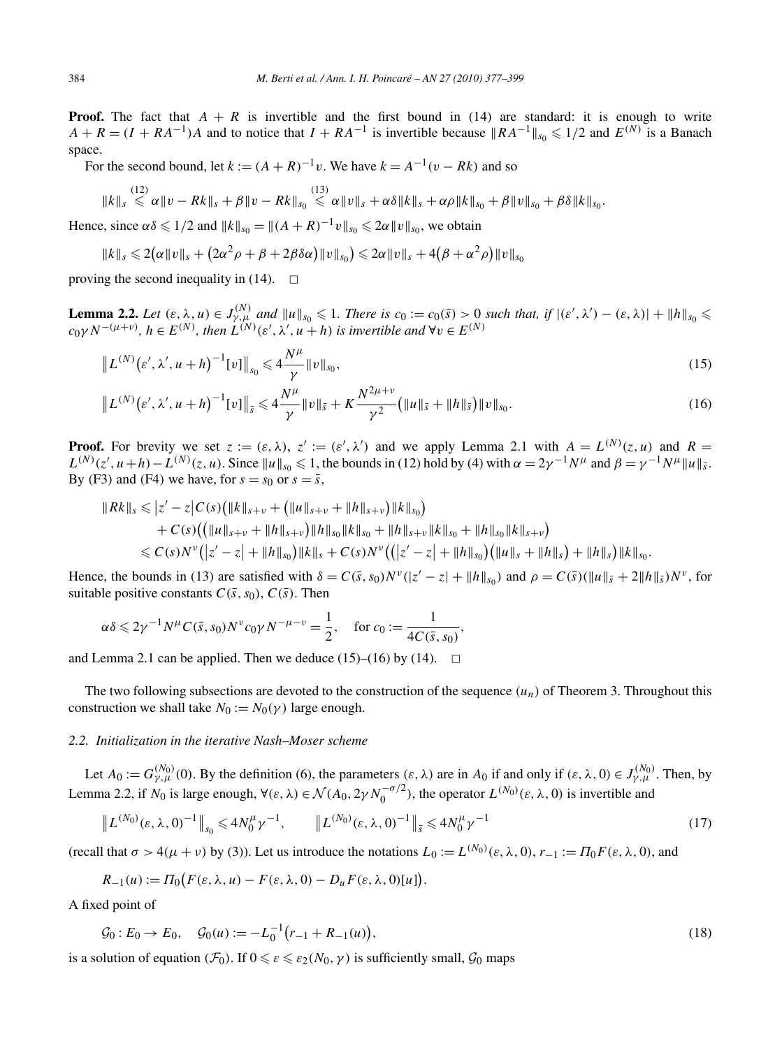**Proof.** The fact that $A + R$ is invertible and the first bound in (14) are standard: it is enough to write $A + R = (I + RA^{-1})A$ and to notice that $I + RA^{-1}$ is invertible because $\|RA^{-1}\|_{s_0} \leqslant 1/2$ and $E^{(N)}$ is a Banach space.

For the second bound, let $k := (A + R)^{-1}v$. We have $k = A^{-1}(v - Rk)$ and so

$$\|k\|_s \overset{(12)}{\leqslant} \alpha\|v - Rk\|_s + \beta\|v - Rk\|_{s_0} \overset{(13)}{\leqslant} \alpha\|v\|_s + \alpha\delta\|k\|_s + \alpha\rho\|k\|_{s_0} + \beta\|v\|_{s_0} + \beta\delta\|k\|_{s_0}.$$

Hence, since $\alpha\delta \leqslant 1/2$ and $\|k\|_{s_0} = \|(A + R)^{-1}v\|_{s_0} \leqslant 2\alpha\|v\|_{s_0}$, we obtain

$$\|k\|_s \leqslant 2\big(\alpha\|v\|_s + \big(2\alpha^2\rho + \beta + 2\beta\delta\alpha\big)\|v\|_{s_0}\big) \leqslant 2\alpha\|v\|_s + 4\big(\beta + \alpha^2\rho\big)\|v\|_{s_0}$$

proving the second inequality in (14). $\square$

**Lemma 2.2.** *Let $(\varepsilon, \lambda, u) \in J^{(N)}_{\gamma,\mu}$ and $\|u\|_{s_0} \leqslant 1$. There is $c_0 := c_0(\bar{s}) > 0$ such that, if $|(\varepsilon', \lambda') - (\varepsilon, \lambda)| + \|h\|_{s_0} \leqslant c_0\gamma N^{-(\mu+\nu)}$, $h \in E^{(N)}$, then $L^{(N)}(\varepsilon', \lambda', u + h)$ is invertible and $\forall v \in E^{(N)}$*

$$\big\|L^{(N)}\big(\varepsilon', \lambda', u + h\big)^{-1}[v]\big\|_{s_0} \leqslant 4\frac{N^\mu}{\gamma}\|v\|_{s_0}, \tag{15}$$

$$\big\|L^{(N)}\big(\varepsilon', \lambda', u + h\big)^{-1}[v]\big\|_{\bar{s}} \leqslant 4\frac{N^\mu}{\gamma}\|v\|_{\bar{s}} + K\frac{N^{2\mu+\nu}}{\gamma^2}\big(\|u\|_{\bar{s}} + \|h\|_{\bar{s}}\big)\|v\|_{s_0}. \tag{16}$$

**Proof.** For brevity we set $z := (\varepsilon, \lambda)$, $z' := (\varepsilon', \lambda')$ and we apply Lemma 2.1 with $A = L^{(N)}(z, u)$ and $R = L^{(N)}(z', u+h) - L^{(N)}(z, u)$. Since $\|u\|_{s_0} \leqslant 1$, the bounds in (12) hold by (4) with $\alpha = 2\gamma^{-1}N^\mu$ and $\beta = \gamma^{-1}N^\mu\|u\|_{\bar{s}}$. By (F3) and (F4) we have, for $s = s_0$ or $s = \bar{s}$,

$$\begin{aligned}
\|Rk\|_s &\leqslant \big|z' - z\big|C(s)\big(\|k\|_{s+\nu} + \big(\|u\|_{s+\nu} + \|h\|_{s+\nu}\big)\|k\|_{s_0}\big) \\
&\quad + C(s)\big(\big(\|u\|_{s+\nu} + \|h\|_{s+\nu}\big)\|h\|_{s_0}\|k\|_{s_0} + \|h\|_{s+\nu}\|k\|_{s_0} + \|h\|_{s_0}\|k\|_{s+\nu}\big) \\
&\leqslant C(s)N^\nu\big(\big|z' - z\big| + \|h\|_{s_0}\big)\|k\|_s + C(s)N^\nu\big(\big(\big|z' - z\big| + \|h\|_{s_0}\big)\big(\|u\|_s + \|h\|_s\big) + \|h\|_s\big)\|k\|_{s_0}.
\end{aligned}$$

Hence, the bounds in (13) are satisfied with $\delta = C(\bar{s}, s_0)N^\nu(|z' - z| + \|h\|_{s_0})$ and $\rho = C(\bar{s})(\|u\|_{\bar{s}} + 2\|h\|_{\bar{s}})N^\nu$, for suitable positive constants $C(\bar{s}, s_0)$, $C(\bar{s})$. Then

$$\alpha\delta \leqslant 2\gamma^{-1}N^\mu C(\bar{s}, s_0)N^\nu c_0\gamma N^{-\mu-\nu} = \frac{1}{2}, \quad \text{for } c_0 := \frac{1}{4C(\bar{s}, s_0)},$$

and Lemma 2.1 can be applied. Then we deduce (15)–(16) by (14). $\square$

The two following subsections are devoted to the construction of the sequence $(u_n)$ of Theorem 3. Throughout this construction we shall take $N_0 := N_0(\gamma)$ large enough.

### 2.2. Initialization in the iterative Nash–Moser scheme

Let $A_0 := G^{(N_0)}_{\gamma,\mu}(0)$. By the definition (6), the parameters $(\varepsilon, \lambda)$ are in $A_0$ if and only if $(\varepsilon, \lambda, 0) \in J^{(N_0)}_{\gamma,\mu}$. Then, by Lemma 2.2, if $N_0$ is large enough, $\forall(\varepsilon, \lambda) \in \mathcal{N}(A_0, 2\gamma N_0^{-\sigma/2})$, the operator $L^{(N_0)}(\varepsilon, \lambda, 0)$ is invertible and

$$\big\|L^{(N_0)}(\varepsilon, \lambda, 0)^{-1}\big\|_{s_0} \leqslant 4N_0^\mu\gamma^{-1}, \qquad \big\|L^{(N_0)}(\varepsilon, \lambda, 0)^{-1}\big\|_{\bar{s}} \leqslant 4N_0^\mu\gamma^{-1} \tag{17}$$

(recall that $\sigma > 4(\mu + \nu)$ by (3)). Let us introduce the notations $L_0 := L^{(N_0)}(\varepsilon, \lambda, 0)$, $r_{-1} := \Pi_0 F(\varepsilon, \lambda, 0)$, and

$$R_{-1}(u) := \Pi_0\big(F(\varepsilon, \lambda, u) - F(\varepsilon, \lambda, 0) - D_u F(\varepsilon, \lambda, 0)[u]\big).$$

A fixed point of

$$\mathcal{G}_0 : E_0 \to E_0, \quad \mathcal{G}_0(u) := -L_0^{-1}\big(r_{-1} + R_{-1}(u)\big), \tag{18}$$

is a solution of equation $(\mathcal{F}_0)$. If $0 \leqslant \varepsilon \leqslant \varepsilon_2(N_0, \gamma)$ is sufficiently small, $\mathcal{G}_0$ maps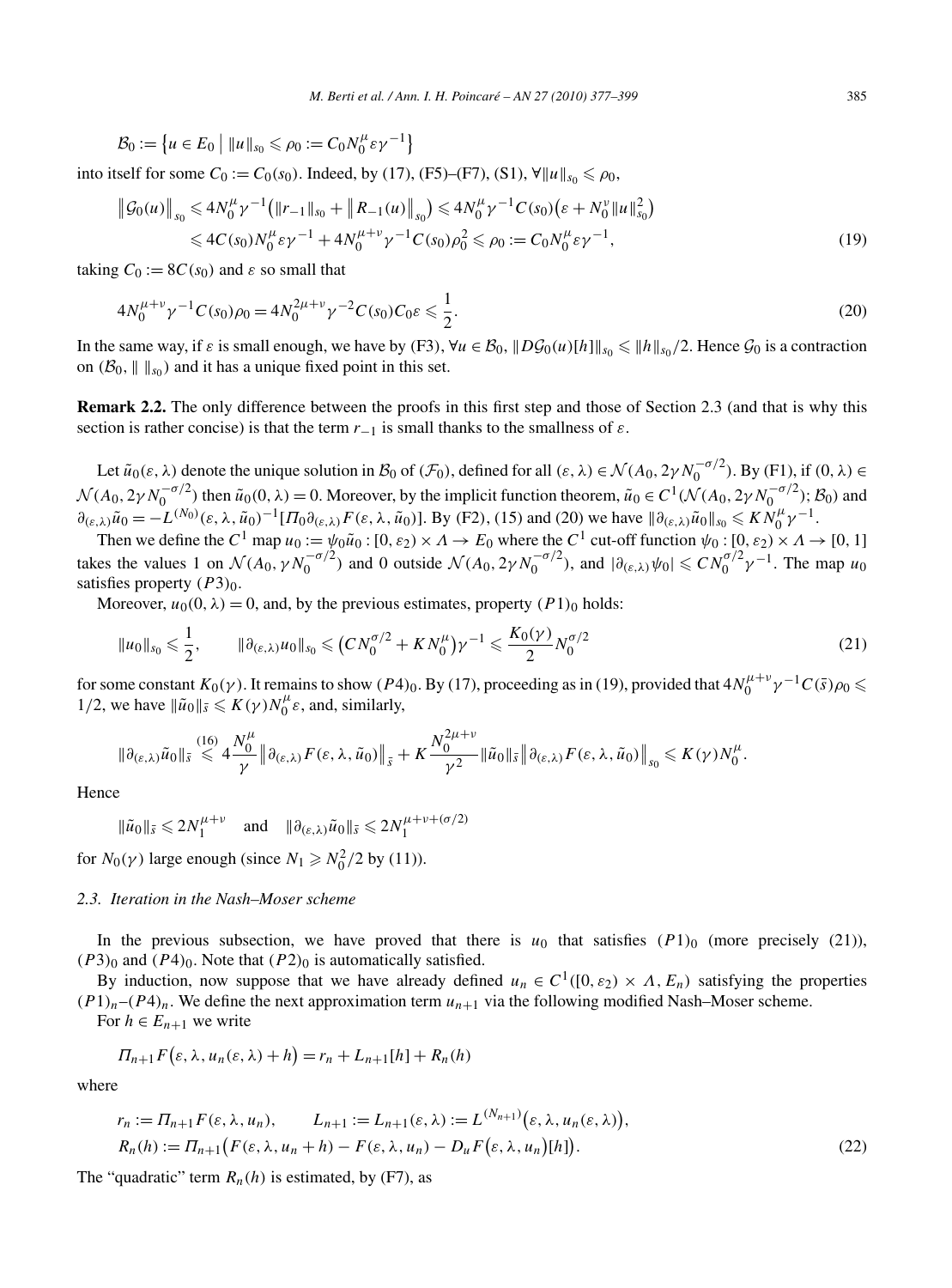$$\mathcal{B}_0 := \left\{ u \in E_0 \;\middle|\; \|u\|_{s_0} \leqslant \rho_0 := C_0 N_0^{\mu} \varepsilon \gamma^{-1} \right\}$$

into itself for some $C_0 := C_0(s_0)$. Indeed, by (17), (F5)–(F7), (S1), $\forall \|u\|_{s_0} \leqslant \rho_0$,

$$\begin{aligned}
\left\| \mathcal{G}_0(u) \right\|_{s_0} &\leqslant 4 N_0^{\mu} \gamma^{-1} \left( \|r_{-1}\|_{s_0} + \left\| R_{-1}(u) \right\|_{s_0} \right) \leqslant 4 N_0^{\mu} \gamma^{-1} C(s_0) \left( \varepsilon + N_0^{\nu} \|u\|_{s_0}^2 \right) \\
&\leqslant 4 C(s_0) N_0^{\mu} \varepsilon \gamma^{-1} + 4 N_0^{\mu+\nu} \gamma^{-1} C(s_0) \rho_0^2 \leqslant \rho_0 := C_0 N_0^{\mu} \varepsilon \gamma^{-1},
\end{aligned} \tag{19}$$

taking $C_0 := 8 C(s_0)$ and $\varepsilon$ so small that

$$4 N_0^{\mu+\nu} \gamma^{-1} C(s_0) \rho_0 = 4 N_0^{2\mu+\nu} \gamma^{-2} C(s_0) C_0 \varepsilon \leqslant \frac{1}{2}. \tag{20}$$

In the same way, if $\varepsilon$ is small enough, we have by (F3), $\forall u \in \mathcal{B}_0$, $\|D\mathcal{G}_0(u)[h]\|_{s_0} \leqslant \|h\|_{s_0}/2$. Hence $\mathcal{G}_0$ is a contraction on $(\mathcal{B}_0, \| \;\|_{s_0})$ and it has a unique fixed point in this set.

**Remark 2.2.** The only difference between the proofs in this first step and those of Section 2.3 (and that is why this section is rather concise) is that the term $r_{-1}$ is small thanks to the smallness of $\varepsilon$.

Let $\tilde{u}_0(\varepsilon, \lambda)$ denote the unique solution in $\mathcal{B}_0$ of $(\mathcal{F}_0)$, defined for all $(\varepsilon, \lambda) \in \mathcal{N}(A_0, 2\gamma N_0^{-\sigma/2})$. By (F1), if $(0, \lambda) \in \mathcal{N}(A_0, 2\gamma N_0^{-\sigma/2})$ then $\tilde{u}_0(0, \lambda) = 0$. Moreover, by the implicit function theorem, $\tilde{u}_0 \in C^1(\mathcal{N}(A_0, 2\gamma N_0^{-\sigma/2}); \mathcal{B}_0)$ and $\partial_{(\varepsilon,\lambda)} \tilde{u}_0 = -L^{(N_0)}(\varepsilon, \lambda, \tilde{u}_0)^{-1} [\Pi_0 \partial_{(\varepsilon,\lambda)} F(\varepsilon, \lambda, \tilde{u}_0)]$. By (F2), (15) and (20) we have $\|\partial_{(\varepsilon,\lambda)} \tilde{u}_0\|_{s_0} \leqslant K N_0^{\mu} \gamma^{-1}$.

Then we define the $C^1$ map $u_0 := \psi_0 \tilde{u}_0 : [0, \varepsilon_2) \times \Lambda \to E_0$ where the $C^1$ cut-off function $\psi_0 : [0, \varepsilon_2) \times \Lambda \to [0, 1]$ takes the values 1 on $\mathcal{N}(A_0, \gamma N_0^{-\sigma/2})$ and 0 outside $\mathcal{N}(A_0, 2\gamma N_0^{-\sigma/2})$, and $|\partial_{(\varepsilon,\lambda)} \psi_0| \leqslant C N_0^{\sigma/2} \gamma^{-1}$. The map $u_0$ satisfies property $(P3)_0$.

Moreover, $u_0(0, \lambda) = 0$, and, by the previous estimates, property $(P1)_0$ holds:

$$\|u_0\|_{s_0} \leqslant \frac{1}{2}, \qquad \|\partial_{(\varepsilon,\lambda)} u_0\|_{s_0} \leqslant \left( C N_0^{\sigma/2} + K N_0^{\mu} \right) \gamma^{-1} \leqslant \frac{K_0(\gamma)}{2} N_0^{\sigma/2} \tag{21}$$

for some constant $K_0(\gamma)$. It remains to show $(P4)_0$. By (17), proceeding as in (19), provided that $4 N_0^{\mu+\nu} \gamma^{-1} C(\bar{s}) \rho_0 \leqslant 1/2$, we have $\|\tilde{u}_0\|_{\bar{s}} \leqslant K(\gamma) N_0^{\mu} \varepsilon$, and, similarly,

$$\|\partial_{(\varepsilon,\lambda)} \tilde{u}_0\|_{\bar{s}} \overset{(16)}{\leqslant} 4 \frac{N_0^{\mu}}{\gamma} \left\| \partial_{(\varepsilon,\lambda)} F(\varepsilon, \lambda, \tilde{u}_0) \right\|_{\bar{s}} + K \frac{N_0^{2\mu+\nu}}{\gamma^2} \|\tilde{u}_0\|_{\bar{s}} \left\| \partial_{(\varepsilon,\lambda)} F(\varepsilon, \lambda, \tilde{u}_0) \right\|_{s_0} \leqslant K(\gamma) N_0^{\mu}.$$

Hence

$$\|\tilde{u}_0\|_{\bar{s}} \leqslant 2 N_1^{\mu+\nu} \quad \text{and} \quad \|\partial_{(\varepsilon,\lambda)} \tilde{u}_0\|_{\bar{s}} \leqslant 2 N_1^{\mu+\nu+(\sigma/2)}$$

for $N_0(\gamma)$ large enough (since $N_1 \geqslant N_0^2/2$ by (11)).

### 2.3. Iteration in the Nash–Moser scheme

In the previous subsection, we have proved that there is $u_0$ that satisfies $(P1)_0$ (more precisely (21)), $(P3)_0$ and $(P4)_0$. Note that $(P2)_0$ is automatically satisfied.

By induction, now suppose that we have already defined $u_n \in C^1([0, \varepsilon_2) \times \Lambda, E_n)$ satisfying the properties $(P1)_n$–$(P4)_n$. We define the next approximation term $u_{n+1}$ via the following modified Nash–Moser scheme.

For $h \in E_{n+1}$ we write

$$\Pi_{n+1} F\left(\varepsilon, \lambda, u_n(\varepsilon, \lambda) + h\right) = r_n + L_{n+1}[h] + R_n(h)$$

where

$$\begin{aligned}
&r_n := \Pi_{n+1} F(\varepsilon, \lambda, u_n), \qquad L_{n+1} := L_{n+1}(\varepsilon, \lambda) := L^{(N_{n+1})}\left(\varepsilon, \lambda, u_n(\varepsilon, \lambda)\right), \\
&R_n(h) := \Pi_{n+1}\left( F(\varepsilon, \lambda, u_n + h) - F(\varepsilon, \lambda, u_n) - D_u F\left(\varepsilon, \lambda, u_n\right)[h] \right).
\end{aligned} \tag{22}$$

The "quadratic" term $R_n(h)$ is estimated, by (F7), as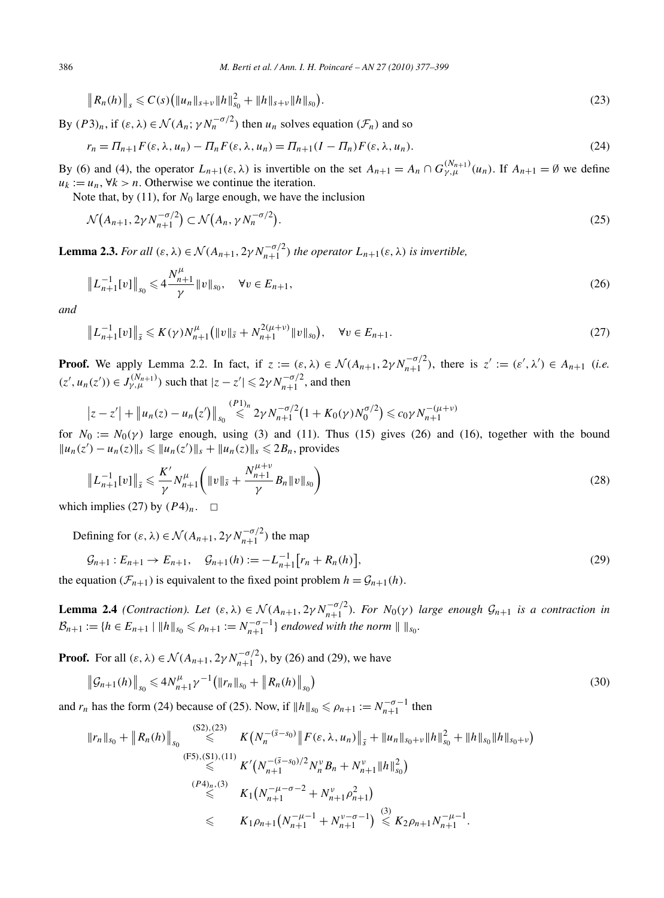$$\big\| R_n(h) \big\|_s \leqslant C(s)\big(\|u_n\|_{s+\nu}\|h\|_{s_0}^2 + \|h\|_{s+\nu}\|h\|_{s_0}\big). \tag{23}$$

By $(P3)_n$, if $(\varepsilon,\lambda) \in \mathcal{N}(A_n;\gamma N_n^{-\sigma/2})$ then $u_n$ solves equation $(\mathcal{F}_n)$ and so

$$r_n = \Pi_{n+1}F(\varepsilon,\lambda,u_n) - \Pi_n F(\varepsilon,\lambda,u_n) = \Pi_{n+1}(I-\Pi_n)F(\varepsilon,\lambda,u_n). \tag{24}$$

By (6) and (4), the operator $L_{n+1}(\varepsilon,\lambda)$ is invertible on the set $A_{n+1} = A_n \cap G_{\gamma,\mu}^{(N_{n+1})}(u_n)$. If $A_{n+1} = \emptyset$ we define $u_k := u_n$, $\forall k > n$. Otherwise we continue the iteration.

Note that, by (11), for $N_0$ large enough, we have the inclusion

$$\mathcal{N}\big(A_{n+1}, 2\gamma N_{n+1}^{-\sigma/2}\big) \subset \mathcal{N}\big(A_n, \gamma N_n^{-\sigma/2}\big). \tag{25}$$

**Lemma 2.3.** *For all $(\varepsilon,\lambda) \in \mathcal{N}(A_{n+1}, 2\gamma N_{n+1}^{-\sigma/2})$ the operator $L_{n+1}(\varepsilon,\lambda)$ is invertible,*

$$\big\| L_{n+1}^{-1}[v] \big\|_{s_0} \leqslant 4\frac{N_{n+1}^{\mu}}{\gamma}\|v\|_{s_0}, \quad \forall v \in E_{n+1}, \tag{26}$$

*and*

$$\big\| L_{n+1}^{-1}[v] \big\|_{\bar s} \leqslant K(\gamma) N_{n+1}^{\mu}\big(\|v\|_{\bar s} + N_{n+1}^{2(\mu+\nu)}\|v\|_{s_0}\big), \quad \forall v \in E_{n+1}. \tag{27}$$

**Proof.** We apply Lemma 2.2. In fact, if $z := (\varepsilon,\lambda) \in \mathcal{N}(A_{n+1}, 2\gamma N_{n+1}^{-\sigma/2})$, there is $z' := (\varepsilon',\lambda') \in A_{n+1}$ (*i.e.* $(z', u_n(z')) \in J_{\gamma,\mu}^{(N_{n+1})}$) such that $|z - z'| \leqslant 2\gamma N_{n+1}^{-\sigma/2}$, and then

$$\big|z - z'\big| + \big\| u_n(z) - u_n(z') \big\|_{s_0} \overset{(P1)_n}{\leqslant} 2\gamma N_{n+1}^{-\sigma/2}\big(1 + K_0(\gamma) N_0^{\sigma/2}\big) \leqslant c_0 \gamma N_{n+1}^{-(\mu+\nu)}$$

for $N_0 := N_0(\gamma)$ large enough, using (3) and (11). Thus (15) gives (26) and (16), together with the bound $\|u_n(z') - u_n(z)\|_s \leqslant \|u_n(z')\|_s + \|u_n(z)\|_s \leqslant 2B_n$, provides

$$\big\| L_{n+1}^{-1}[v] \big\|_{\bar s} \leqslant \frac{K'}{\gamma} N_{n+1}^{\mu}\left( \|v\|_{\bar s} + \frac{N_{n+1}^{\mu+\nu}}{\gamma} B_n \|v\|_{s_0} \right) \tag{28}$$

which implies (27) by $(P4)_n$. $\square$

Defining for $(\varepsilon,\lambda) \in \mathcal{N}(A_{n+1}, 2\gamma N_{n+1}^{-\sigma/2})$ the map

$$\mathcal{G}_{n+1} : E_{n+1} \to E_{n+1}, \quad \mathcal{G}_{n+1}(h) := -L_{n+1}^{-1}\big[r_n + R_n(h)\big], \tag{29}$$

the equation $(\mathcal{F}_{n+1})$ is equivalent to the fixed point problem $h = \mathcal{G}_{n+1}(h)$.

**Lemma 2.4** *(Contraction). Let $(\varepsilon,\lambda) \in \mathcal{N}(A_{n+1}, 2\gamma N_{n+1}^{-\sigma/2})$. For $N_0(\gamma)$ large enough $\mathcal{G}_{n+1}$ is a contraction in $\mathcal{B}_{n+1} := \{h \in E_{n+1} \mid \|h\|_{s_0} \leqslant \rho_{n+1} := N_{n+1}^{-\sigma-1}\}$ endowed with the norm $\|\ \|_{s_0}$.*

**Proof.** For all $(\varepsilon,\lambda) \in \mathcal{N}(A_{n+1}, 2\gamma N_{n+1}^{-\sigma/2})$, by (26) and (29), we have

$$\big\| \mathcal{G}_{n+1}(h) \big\|_{s_0} \leqslant 4N_{n+1}^{\mu}\gamma^{-1}\big(\|r_n\|_{s_0} + \big\| R_n(h) \big\|_{s_0}\big) \tag{30}$$

and $r_n$ has the form (24) because of (25). Now, if $\|h\|_{s_0} \leqslant \rho_{n+1} := N_{n+1}^{-\sigma-1}$ then

$$\begin{aligned}
\|r_n\|_{s_0} + \big\| R_n(h) \big\|_{s_0} &\overset{(S2),(23)}{\leqslant} K\big(N_n^{-(\bar s - s_0)}\big\| F(\varepsilon,\lambda,u_n) \big\|_{\bar s} + \|u_n\|_{s_0+\nu}\|h\|_{s_0}^2 + \|h\|_{s_0}\|h\|_{s_0+\nu}\big) \\
&\overset{(F5),(S1),(11)}{\leqslant} K'\big(N_{n+1}^{-(\bar s - s_0)/2} N_n^{\nu} B_n + N_{n+1}^{\nu}\|h\|_{s_0}^2\big) \\
&\overset{(P4)_n,(3)}{\leqslant} K_1\big(N_{n+1}^{-\mu-\sigma-2} + N_{n+1}^{\nu}\rho_{n+1}^2\big) \\
&\leqslant K_1\rho_{n+1}\big(N_{n+1}^{-\mu-1} + N_{n+1}^{\nu-\sigma-1}\big) \overset{(3)}{\leqslant} K_2\rho_{n+1}N_{n+1}^{-\mu-1}.
\end{aligned}$$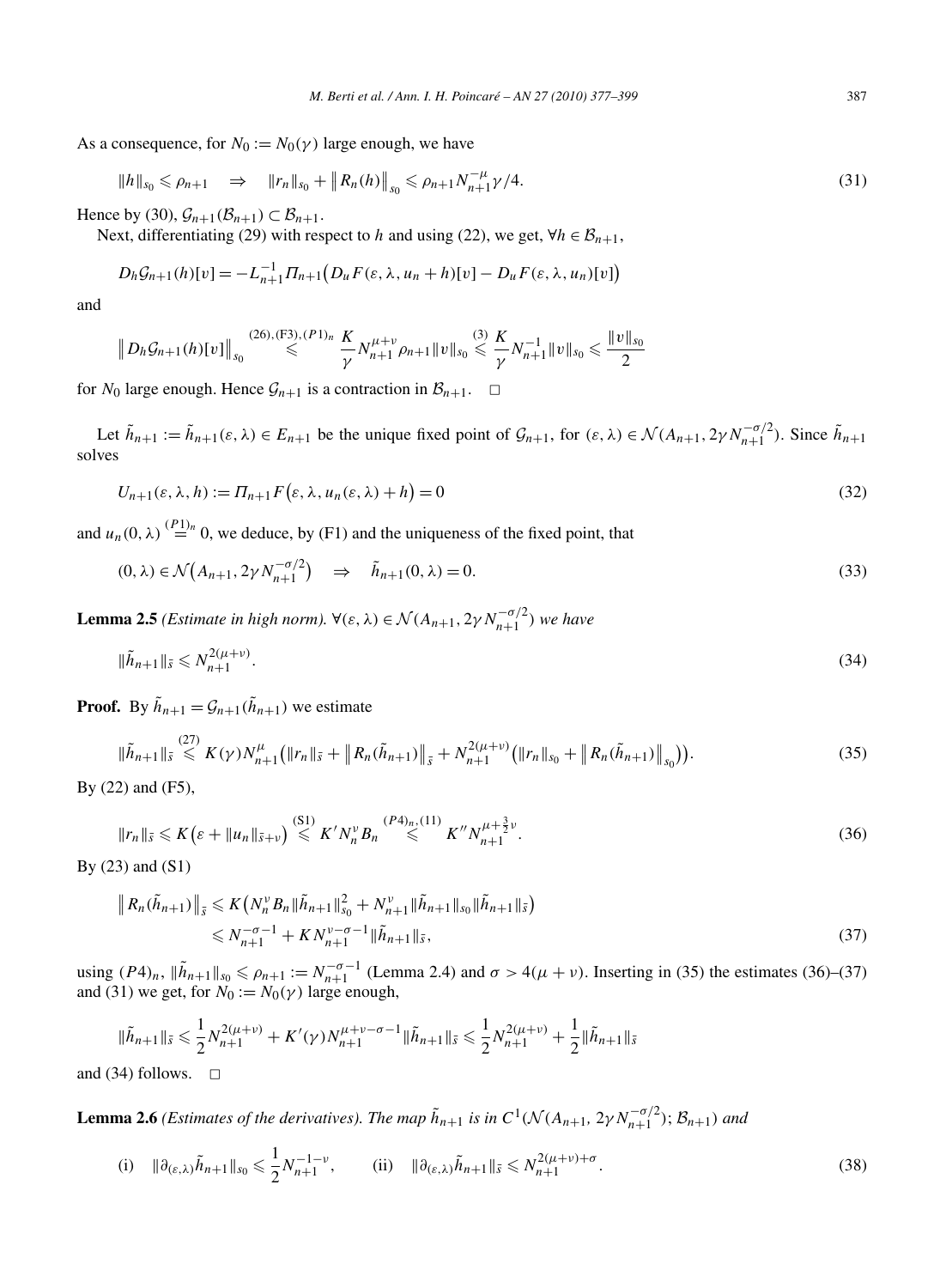As a consequence, for $N_0 := N_0(\gamma)$ large enough, we have

$$\|h\|_{s_0} \leqslant \rho_{n+1} \quad \Rightarrow \quad \|r_n\|_{s_0} + \|R_n(h)\|_{s_0} \leqslant \rho_{n+1} N_{n+1}^{-\mu} \gamma/4. \tag{31}$$

Hence by (30), $\mathcal{G}_{n+1}(\mathcal{B}_{n+1}) \subset \mathcal{B}_{n+1}$.

Next, differentiating (29) with respect to $h$ and using (22), we get, $\forall h \in \mathcal{B}_{n+1}$,

$$D_h \mathcal{G}_{n+1}(h)[v] = -L_{n+1}^{-1} \Pi_{n+1}\big(D_u F(\varepsilon, \lambda, u_n + h)[v] - D_u F(\varepsilon, \lambda, u_n)[v]\big)$$

and

$$\big\|D_h \mathcal{G}_{n+1}(h)[v]\big\|_{s_0} \overset{(26),(\mathrm{F3}),(P1)_n}{\leqslant} \frac{K}{\gamma} N_{n+1}^{\mu+\nu} \rho_{n+1} \|v\|_{s_0} \overset{(3)}{\leqslant} \frac{K}{\gamma} N_{n+1}^{-1} \|v\|_{s_0} \leqslant \frac{\|v\|_{s_0}}{2}$$

for $N_0$ large enough. Hence $\mathcal{G}_{n+1}$ is a contraction in $\mathcal{B}_{n+1}$. $\square$

Let $\tilde{h}_{n+1} := \tilde{h}_{n+1}(\varepsilon, \lambda) \in E_{n+1}$ be the unique fixed point of $\mathcal{G}_{n+1}$, for $(\varepsilon, \lambda) \in \mathcal{N}(A_{n+1}, 2\gamma N_{n+1}^{-\sigma/2})$. Since $\tilde{h}_{n+1}$ solves

$$U_{n+1}(\varepsilon, \lambda, h) := \Pi_{n+1} F\big(\varepsilon, \lambda, u_n(\varepsilon, \lambda) + h\big) = 0 \tag{32}$$

and $u_n(0, \lambda) \overset{(P1)_n}{=} 0$, we deduce, by (F1) and the uniqueness of the fixed point, that

$$(0, \lambda) \in \mathcal{N}\big(A_{n+1}, 2\gamma N_{n+1}^{-\sigma/2}\big) \quad \Rightarrow \quad \tilde{h}_{n+1}(0, \lambda) = 0. \tag{33}$$

**Lemma 2.5** *(Estimate in high norm). $\forall (\varepsilon, \lambda) \in \mathcal{N}(A_{n+1}, 2\gamma N_{n+1}^{-\sigma/2})$ we have*

$$\|\tilde{h}_{n+1}\|_{\bar{s}} \leqslant N_{n+1}^{2(\mu+\nu)}. \tag{34}$$

**Proof.** By $\tilde{h}_{n+1} = \mathcal{G}_{n+1}(\tilde{h}_{n+1})$ we estimate

$$\|\tilde{h}_{n+1}\|_{\bar{s}} \overset{(27)}{\leqslant} K(\gamma) N_{n+1}^{\mu}\big(\|r_n\|_{\bar{s}} + \|R_n(\tilde{h}_{n+1})\|_{\bar{s}} + N_{n+1}^{2(\mu+\nu)}\big(\|r_n\|_{s_0} + \|R_n(\tilde{h}_{n+1})\|_{s_0}\big)\big). \tag{35}$$

By (22) and (F5),

$$\|r_n\|_{\bar{s}} \leqslant K\big(\varepsilon + \|u_n\|_{\bar{s}+\nu}\big) \overset{(\mathrm{S1})}{\leqslant} K' N_n^{\nu} B_n \overset{(P4)_n,(11)}{\leqslant} K'' N_{n+1}^{\mu + \frac{3}{2}\nu}. \tag{36}$$

By (23) and (S1)

$$\begin{aligned}
\|R_n(\tilde{h}_{n+1})\|_{\bar{s}} &\leqslant K\big(N_n^{\nu} B_n \|\tilde{h}_{n+1}\|_{s_0}^2 + N_{n+1}^{\nu} \|\tilde{h}_{n+1}\|_{s_0} \|\tilde{h}_{n+1}\|_{\bar{s}}\big) \\
&\leqslant N_{n+1}^{-\sigma-1} + K N_{n+1}^{\nu-\sigma-1} \|\tilde{h}_{n+1}\|_{\bar{s}},
\end{aligned} \tag{37}$$

using $(P4)_n$, $\|\tilde{h}_{n+1}\|_{s_0} \leqslant \rho_{n+1} := N_{n+1}^{-\sigma-1}$ (Lemma 2.4) and $\sigma > 4(\mu + \nu)$. Inserting in (35) the estimates (36)–(37) and (31) we get, for $N_0 := N_0(\gamma)$ large enough,

$$\|\tilde{h}_{n+1}\|_{\bar{s}} \leqslant \frac{1}{2} N_{n+1}^{2(\mu+\nu)} + K'(\gamma) N_{n+1}^{\mu+\nu-\sigma-1} \|\tilde{h}_{n+1}\|_{\bar{s}} \leqslant \frac{1}{2} N_{n+1}^{2(\mu+\nu)} + \frac{1}{2}\|\tilde{h}_{n+1}\|_{\bar{s}}$$

and (34) follows. $\square$

**Lemma 2.6** *(Estimates of the derivatives). The map $\tilde{h}_{n+1}$ is in $C^1(\mathcal{N}(A_{n+1}, 2\gamma N_{n+1}^{-\sigma/2}); \mathcal{B}_{n+1})$ and*

$$\text{(i)} \quad \|\partial_{(\varepsilon,\lambda)} \tilde{h}_{n+1}\|_{s_0} \leqslant \frac{1}{2} N_{n+1}^{-1-\nu}, \qquad \text{(ii)} \quad \|\partial_{(\varepsilon,\lambda)} \tilde{h}_{n+1}\|_{\bar{s}} \leqslant N_{n+1}^{2(\mu+\nu)+\sigma}. \tag{38}$$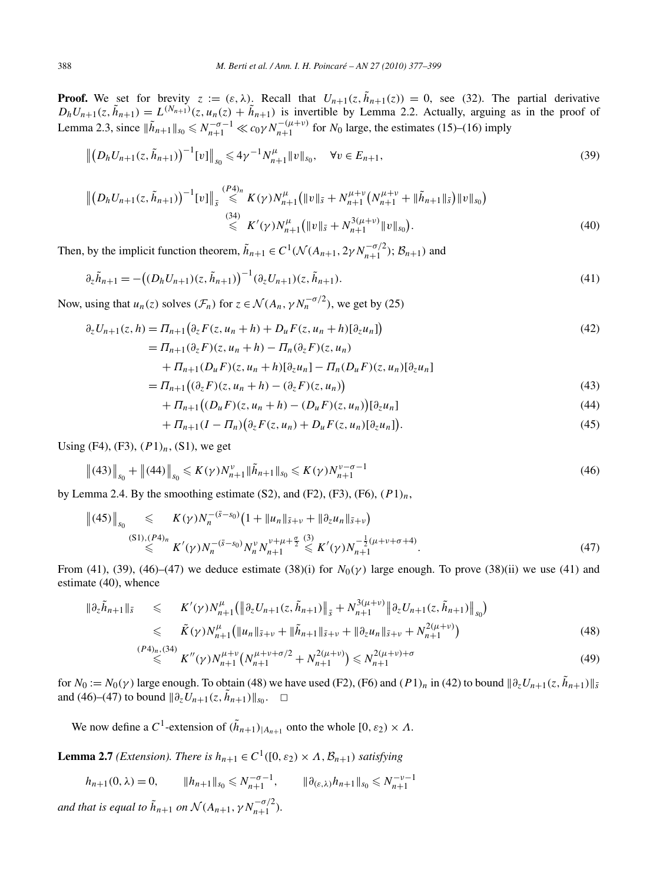**Proof.** We set for brevity $z := (\varepsilon, \lambda)$. Recall that $U_{n+1}(z, \tilde{h}_{n+1}(z)) = 0$, see (32). The partial derivative $D_h U_{n+1}(z, \tilde{h}_{n+1}) = L^{(N_{n+1})}(z, u_n(z) + \tilde{h}_{n+1})$ is invertible by Lemma 2.2. Actually, arguing as in the proof of Lemma 2.3, since $\|\tilde{h}_{n+1}\|_{s_0} \leqslant N_{n+1}^{-\sigma-1} \ll c_0 \gamma N_{n+1}^{-(\mu+\nu)}$ for $N_0$ large, the estimates (15)–(16) imply

$$\left\| \left(D_h U_{n+1}(z, \tilde{h}_{n+1})\right)^{-1}[v] \right\|_{s_0} \leqslant 4\gamma^{-1} N_{n+1}^{\mu} \|v\|_{s_0}, \quad \forall v \in E_{n+1}, \tag{39}$$

$$\begin{aligned}
\left\| \left(D_h U_{n+1}(z, \tilde{h}_{n+1})\right)^{-1}[v] \right\|_{\bar{s}} &\overset{(P4)_n}{\leqslant} K(\gamma) N_{n+1}^{\mu} \left(\|v\|_{\bar{s}} + N_{n+1}^{\mu+\nu}\left(N_{n+1}^{\mu+\nu} + \|\tilde{h}_{n+1}\|_{\bar{s}}\right)\|v\|_{s_0}\right) \\
&\overset{(34)}{\leqslant} K'(\gamma) N_{n+1}^{\mu} \left(\|v\|_{\bar{s}} + N_{n+1}^{3(\mu+\nu)} \|v\|_{s_0}\right).
\end{aligned} \tag{40}$$

Then, by the implicit function theorem, $\tilde{h}_{n+1} \in C^1(\mathcal{N}(A_{n+1}, 2\gamma N_{n+1}^{-\sigma/2}); \mathcal{B}_{n+1})$ and

$$\partial_z \tilde{h}_{n+1} = -\left((D_h U_{n+1})(z, \tilde{h}_{n+1})\right)^{-1} (\partial_z U_{n+1})(z, \tilde{h}_{n+1}). \tag{41}$$

Now, using that $u_n(z)$ solves $(\mathcal{F}_n)$ for $z \in \mathcal{N}(A_n, \gamma N_n^{-\sigma/2})$, we get by (25)

$$\begin{aligned}
\partial_z U_{n+1}(z, h) &= \Pi_{n+1}\left(\partial_z F(z, u_n + h) + D_u F(z, u_n + h)[\partial_z u_n]\right) && (42)\\
&= \Pi_{n+1}(\partial_z F)(z, u_n + h) - \Pi_n(\partial_z F)(z, u_n) \\
&\quad + \Pi_{n+1}(D_u F)(z, u_n + h)[\partial_z u_n] - \Pi_n(D_u F)(z, u_n)[\partial_z u_n] \\
&= \Pi_{n+1}\left((\partial_z F)(z, u_n + h) - (\partial_z F)(z, u_n)\right) && (43)\\
&\quad + \Pi_{n+1}\left((D_u F)(z, u_n + h) - (D_u F)(z, u_n)\right)[\partial_z u_n] && (44)\\
&\quad + \Pi_{n+1}(I - \Pi_n)\left(\partial_z F(z, u_n) + D_u F(z, u_n)[\partial_z u_n]\right). && (45)
\end{aligned}$$

Using (F4), (F3), $(P1)_n$, (S1), we get

$$\left\|(43)\right\|_{s_0} + \left\|(44)\right\|_{s_0} \leqslant K(\gamma) N_{n+1}^{\nu} \|\tilde{h}_{n+1}\|_{s_0} \leqslant K(\gamma) N_{n+1}^{\nu-\sigma-1} \tag{46}$$

by Lemma 2.4. By the smoothing estimate (S2), and (F2), (F3), (F6), $(P1)_n$,

$$\begin{aligned}
\left\|(45)\right\|_{s_0} &\leqslant K(\gamma) N_n^{-(\bar{s}-s_0)}\left(1 + \|u_n\|_{\bar{s}+\nu} + \|\partial_z u_n\|_{\bar{s}+\nu}\right) \\
&\overset{(S1),(P4)_n}{\leqslant} K'(\gamma) N_n^{-(\bar{s}-s_0)} N_n^{\nu} N_{n+1}^{\nu+\mu+\frac{\sigma}{2}} \overset{(3)}{\leqslant} K'(\gamma) N_{n+1}^{-\frac{1}{2}(\mu+\nu+\sigma+4)}.
\end{aligned} \tag{47}$$

From (41), (39), (46)–(47) we deduce estimate (38)(i) for $N_0(\gamma)$ large enough. To prove (38)(ii) we use (41) and estimate (40), whence

$$\begin{aligned}
\|\partial_z \tilde{h}_{n+1}\|_{\bar{s}} &\leqslant K'(\gamma) N_{n+1}^{\mu}\left(\left\|\partial_z U_{n+1}(z, \tilde{h}_{n+1})\right\|_{\bar{s}} + N_{n+1}^{3(\mu+\nu)}\left\|\partial_z U_{n+1}(z, \tilde{h}_{n+1})\right\|_{s_0}\right) \\
&\leqslant \tilde{K}(\gamma) N_{n+1}^{\mu}\left(\|u_n\|_{\bar{s}+\nu} + \|\tilde{h}_{n+1}\|_{\bar{s}+\nu} + \|\partial_z u_n\|_{\bar{s}+\nu} + N_{n+1}^{2(\mu+\nu)}\right) && (48)\\
&\overset{(P4)_n,(34)}{\leqslant} K''(\gamma) N_{n+1}^{\mu+\nu}\left(N_{n+1}^{\mu+\nu+\sigma/2} + N_{n+1}^{2(\mu+\nu)}\right) \leqslant N_{n+1}^{2(\mu+\nu)+\sigma} && (49)
\end{aligned}$$

for $N_0 := N_0(\gamma)$ large enough. To obtain (48) we have used (F2), (F6) and $(P1)_n$ in (42) to bound $\|\partial_z U_{n+1}(z, \tilde{h}_{n+1})\|_{\bar{s}}$ and (46)–(47) to bound $\|\partial_z U_{n+1}(z, \tilde{h}_{n+1})\|_{s_0}$. $\square$

We now define a $C^1$-extension of $(\tilde{h}_{n+1})_{|A_{n+1}}$ onto the whole $[0, \varepsilon_2) \times \Lambda$.

**Lemma 2.7** *(Extension). There is $h_{n+1} \in C^1([0, \varepsilon_2) \times \Lambda, \mathcal{B}_{n+1})$ satisfying*

$$h_{n+1}(0, \lambda) = 0, \qquad \|h_{n+1}\|_{s_0} \leqslant N_{n+1}^{-\sigma-1}, \qquad \|\partial_{(\varepsilon,\lambda)} h_{n+1}\|_{s_0} \leqslant N_{n+1}^{-\nu-1}$$

*and that is equal to $\tilde{h}_{n+1}$ on $\mathcal{N}(A_{n+1}, \gamma N_{n+1}^{-\sigma/2})$.*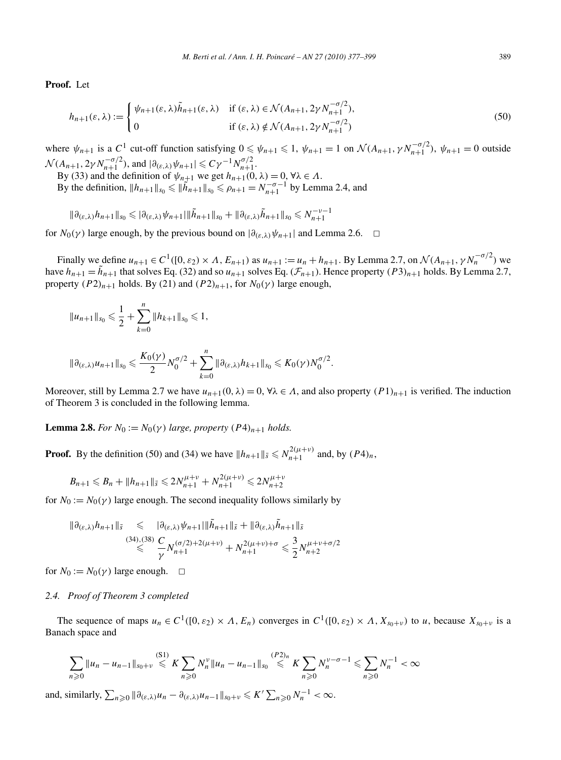**Proof.** Let

$$
h_{n+1}(\varepsilon,\lambda) := \begin{cases} \psi_{n+1}(\varepsilon,\lambda)\tilde{h}_{n+1}(\varepsilon,\lambda) & \text{if } (\varepsilon,\lambda) \in \mathcal{N}(A_{n+1}, 2\gamma N_{n+1}^{-\sigma/2}), \\ 0 & \text{if } (\varepsilon,\lambda) \notin \mathcal{N}(A_{n+1}, 2\gamma N_{n+1}^{-\sigma/2}) \end{cases} \tag{50}
$$

where $\psi_{n+1}$ is a $C^1$ cut-off function satisfying $0 \leqslant \psi_{n+1} \leqslant 1$, $\psi_{n+1} = 1$ on $\mathcal{N}(A_{n+1}, \gamma N_{n+1}^{-\sigma/2})$, $\psi_{n+1} = 0$ outside $\mathcal{N}(A_{n+1}, 2\gamma N_{n+1}^{-\sigma/2})$, and $|\partial_{(\varepsilon,\lambda)}\psi_{n+1}| \leqslant C\gamma^{-1}N_{n+1}^{\sigma/2}$.

By (33) and the definition of $\psi_{n+1}$ we get $h_{n+1}(0,\lambda) = 0$, $\forall \lambda \in \Lambda$.

By the definition, $\|h_{n+1}\|_{s_0} \leqslant \|\tilde{h}_{n+1}\|_{s_0} \leqslant \rho_{n+1} = N_{n+1}^{-\sigma-1}$ by Lemma 2.4, and

$$
\|\partial_{(\varepsilon,\lambda)}h_{n+1}\|_{s_0} \leqslant |\partial_{(\varepsilon,\lambda)}\psi_{n+1}|\|\tilde{h}_{n+1}\|_{s_0} + \|\partial_{(\varepsilon,\lambda)}\tilde{h}_{n+1}\|_{s_0} \leqslant N_{n+1}^{-\nu-1}
$$

for $N_0(\gamma)$ large enough, by the previous bound on $|\partial_{(\varepsilon,\lambda)}\psi_{n+1}|$ and Lemma 2.6. $\square$

Finally we define $u_{n+1} \in C^1([0,\varepsilon_2) \times \Lambda, E_{n+1})$ as $u_{n+1} := u_n + h_{n+1}$. By Lemma 2.7, on $\mathcal{N}(A_{n+1}, \gamma N_n^{-\sigma/2})$ we have $h_{n+1} = \tilde{h}_{n+1}$ that solves Eq. (32) and so $u_{n+1}$ solves Eq. $(\mathcal{F}_{n+1})$. Hence property $(P3)_{n+1}$ holds. By Lemma 2.7, property $(P2)_{n+1}$ holds. By (21) and $(P2)_{n+1}$, for $N_0(\gamma)$ large enough,

$$
\|u_{n+1}\|_{s_0} \leqslant \frac{1}{2} + \sum_{k=0}^{n} \|h_{k+1}\|_{s_0} \leqslant 1,
$$

$$
\|\partial_{(\varepsilon,\lambda)}u_{n+1}\|_{s_0} \leqslant \frac{K_0(\gamma)}{2}N_0^{\sigma/2} + \sum_{k=0}^{n} \|\partial_{(\varepsilon,\lambda)}h_{k+1}\|_{s_0} \leqslant K_0(\gamma)N_0^{\sigma/2}.
$$

Moreover, still by Lemma 2.7 we have $u_{n+1}(0,\lambda) = 0$, $\forall \lambda \in \Lambda$, and also property $(P1)_{n+1}$ is verified. The induction of Theorem 3 is concluded in the following lemma.

**Lemma 2.8.** *For $N_0 := N_0(\gamma)$ large, property $(P4)_{n+1}$ holds.*

**Proof.** By the definition (50) and (34) we have $\|h_{n+1}\|_{\bar{s}} \leqslant N_{n+1}^{2(\mu+\nu)}$ and, by $(P4)_n$,

$$
B_{n+1} \leqslant B_n + \|h_{n+1}\|_{\bar{s}} \leqslant 2N_{n+1}^{\mu+\nu} + N_{n+1}^{2(\mu+\nu)} \leqslant 2N_{n+2}^{\mu+\nu}
$$

for $N_0 := N_0(\gamma)$ large enough. The second inequality follows similarly by

$$
\begin{aligned}
\|\partial_{(\varepsilon,\lambda)}h_{n+1}\|_{\bar{s}} &\leqslant |\partial_{(\varepsilon,\lambda)}\psi_{n+1}|\|\tilde{h}_{n+1}\|_{\bar{s}} + \|\partial_{(\varepsilon,\lambda)}\tilde{h}_{n+1}\|_{\bar{s}} \\
&\overset{(34),(38)}{\leqslant} \frac{C}{\gamma}N_{n+1}^{(\sigma/2)+2(\mu+\nu)} + N_{n+1}^{2(\mu+\nu)+\sigma} \leqslant \frac{3}{2}N_{n+2}^{\mu+\nu+\sigma/2}
\end{aligned}
$$

for $N_0 := N_0(\gamma)$ large enough. $\square$

### 2.4. Proof of Theorem 3 completed

The sequence of maps $u_n \in C^1([0,\varepsilon_2) \times \Lambda, E_n)$ converges in $C^1([0,\varepsilon_2) \times \Lambda, X_{s_0+\nu})$ to $u$, because $X_{s_0+\nu}$ is a Banach space and

$$
\sum_{n\geqslant 0} \|u_n - u_{n-1}\|_{s_0+\nu} \overset{(S1)}{\leqslant} K\sum_{n\geqslant 0} N_n^{\nu}\|u_n - u_{n-1}\|_{s_0} \overset{(P2)_n}{\leqslant} K\sum_{n\geqslant 0} N_n^{\nu-\sigma-1} \leqslant \sum_{n\geqslant 0} N_n^{-1} < \infty
$$

and, similarly, $\sum_{n\geqslant 0} \|\partial_{(\varepsilon,\lambda)}u_n - \partial_{(\varepsilon,\lambda)}u_{n-1}\|_{s_0+\nu} \leqslant K'\sum_{n\geqslant 0} N_n^{-1} < \infty$.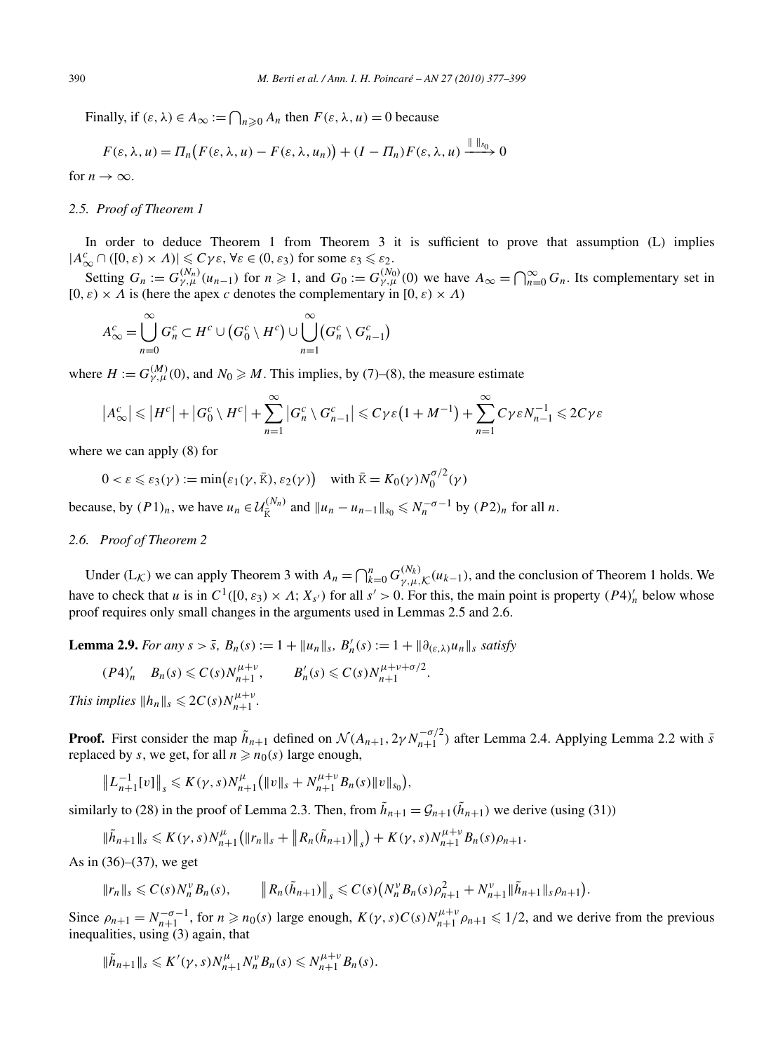Finally, if $(\varepsilon, \lambda) \in A_\infty := \bigcap_{n \geqslant 0} A_n$ then $F(\varepsilon, \lambda, u) = 0$ because

$$F(\varepsilon, \lambda, u) = \Pi_n\big(F(\varepsilon, \lambda, u) - F(\varepsilon, \lambda, u_n)\big) + (I - \Pi_n) F(\varepsilon, \lambda, u) \xrightarrow{\| \|_{s_0}} 0$$

for $n \to \infty$.

### *2.5. Proof of Theorem 1*

In order to deduce Theorem 1 from Theorem 3 it is sufficient to prove that assumption (L) implies $|A_\infty^c \cap ([0, \varepsilon) \times \Lambda)| \leqslant C\gamma\varepsilon$, $\forall \varepsilon \in (0, \varepsilon_3)$ for some $\varepsilon_3 \leqslant \varepsilon_2$.

Setting $G_n := G_{\gamma,\mu}^{(N_n)}(u_{n-1})$ for $n \geqslant 1$, and $G_0 := G_{\gamma,\mu}^{(N_0)}(0)$ we have $A_\infty = \bigcap_{n=0}^\infty G_n$. Its complementary set in $[0, \varepsilon) \times \Lambda$ is (here the apex $c$ denotes the complementary in $[0, \varepsilon) \times \Lambda$)

$$A_\infty^c = \bigcup_{n=0}^\infty G_n^c \subset H^c \cup \big(G_0^c \setminus H^c\big) \cup \bigcup_{n=1}^\infty \big(G_n^c \setminus G_{n-1}^c\big)$$

where $H := G_{\gamma,\mu}^{(M)}(0)$, and $N_0 \geqslant M$. This implies, by (7)–(8), the measure estimate

$$\big|A_\infty^c\big| \leqslant \big|H^c\big| + \big|G_0^c \setminus H^c\big| + \sum_{n=1}^\infty \big|G_n^c \setminus G_{n-1}^c\big| \leqslant C\gamma\varepsilon\big(1 + M^{-1}\big) + \sum_{n=1}^\infty C\gamma\varepsilon N_{n-1}^{-1} \leqslant 2C\gamma\varepsilon$$

where we can apply (8) for

$$0 < \varepsilon \leqslant \varepsilon_3(\gamma) := \min\big(\varepsilon_1(\gamma, \bar{\mathrm{K}}), \varepsilon_2(\gamma)\big) \quad \text{with } \bar{\mathrm{K}} = K_0(\gamma) N_0^{\sigma/2}(\gamma)$$

because, by $(P1)_n$, we have $u_n \in \mathcal{U}_{\bar{\mathrm{K}}}^{(N_n)}$ and $\|u_n - u_{n-1}\|_{s_0} \leqslant N_n^{-\sigma-1}$ by $(P2)_n$ for all $n$.

### *2.6. Proof of Theorem 2*

Under $(\mathrm{L}_{\mathcal{K}})$ we can apply Theorem 3 with $A_n = \bigcap_{k=0}^n G_{\gamma,\mu,\mathcal{K}}^{(N_k)}(u_{k-1})$, and the conclusion of Theorem 1 holds. We have to check that $u$ is in $C^1([0, \varepsilon_3) \times \Lambda; X_{s'})$ for all $s' > 0$. For this, the main point is property $(P4)'_n$ below whose proof requires only small changes in the arguments used in Lemmas 2.5 and 2.6.

**Lemma 2.9.** *For any $s > \bar{s}$, $B_n(s) := 1 + \|u_n\|_s$, $B'_n(s) := 1 + \|\partial_{(\varepsilon,\lambda)} u_n\|_s$ satisfy*

$$(P4)'_n \quad B_n(s) \leqslant C(s) N_{n+1}^{\mu+\nu}, \qquad B'_n(s) \leqslant C(s) N_{n+1}^{\mu+\nu+\sigma/2}.$$

*This implies $\|h_n\|_s \leqslant 2C(s) N_{n+1}^{\mu+\nu}$.*

**Proof.** First consider the map $\tilde{h}_{n+1}$ defined on $\mathcal{N}(A_{n+1}, 2\gamma N_{n+1}^{-\sigma/2})$ after Lemma 2.4. Applying Lemma 2.2 with $\bar{s}$ replaced by $s$, we get, for all $n \geqslant n_0(s)$ large enough,

$$\big\|L_{n+1}^{-1}[v]\big\|_s \leqslant K(\gamma, s) N_{n+1}^\mu \big(\|v\|_s + N_{n+1}^{\mu+\nu} B_n(s) \|v\|_{s_0}\big),$$

similarly to (28) in the proof of Lemma 2.3. Then, from $\tilde{h}_{n+1} = \mathcal{G}_{n+1}(\tilde{h}_{n+1})$ we derive (using (31))

$$\|\tilde{h}_{n+1}\|_s \leqslant K(\gamma, s) N_{n+1}^\mu \big(\|r_n\|_s + \big\|R_n(\tilde{h}_{n+1})\big\|_s\big) + K(\gamma, s) N_{n+1}^{\mu+\nu} B_n(s) \rho_{n+1}.$$

As in (36)–(37), we get

$$\|r_n\|_s \leqslant C(s) N_n^\nu B_n(s), \qquad \big\|R_n(\tilde{h}_{n+1})\big\|_s \leqslant C(s)\big(N_n^\nu B_n(s) \rho_{n+1}^2 + N_{n+1}^\nu \|\tilde{h}_{n+1}\|_s \rho_{n+1}\big).$$

Since $\rho_{n+1} = N_{n+1}^{-\sigma-1}$, for $n \geqslant n_0(s)$ large enough, $K(\gamma, s) C(s) N_{n+1}^{\mu+\nu} \rho_{n+1} \leqslant 1/2$, and we derive from the previous inequalities, using (3) again, that

$$\|\tilde{h}_{n+1}\|_s \leqslant K'(\gamma, s) N_{n+1}^\mu N_n^\nu B_n(s) \leqslant N_{n+1}^{\mu+\nu} B_n(s).$$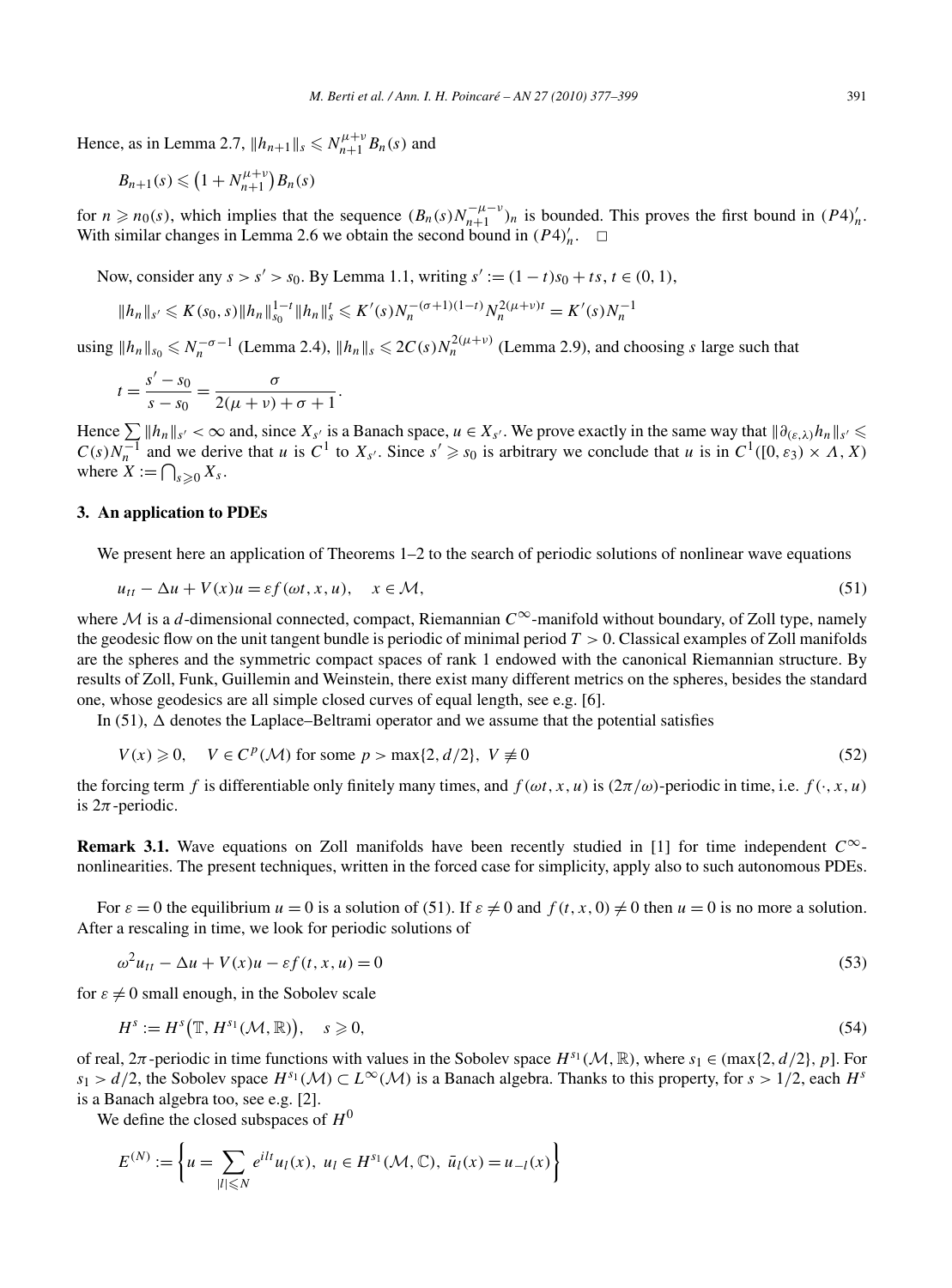Hence, as in Lemma 2.7, $\|h_{n+1}\|_s \leqslant N_{n+1}^{\mu+\nu} B_n(s)$ and

$$B_{n+1}(s) \leqslant \left(1 + N_{n+1}^{\mu+\nu}\right) B_n(s)$$

for $n \geqslant n_0(s)$, which implies that the sequence $(B_n(s) N_{n+1}^{-\mu-\nu})_n$ is bounded. This proves the first bound in $(P4)'_n$. With similar changes in Lemma 2.6 we obtain the second bound in $(P4)'_n$. $\square$

Now, consider any $s > s' > s_0$. By Lemma 1.1, writing $s' := (1-t)s_0 + ts$, $t \in (0,1)$,

$$\|h_n\|_{s'} \leqslant K(s_0, s) \|h_n\|_{s_0}^{1-t} \|h_n\|_s^t \leqslant K'(s) N_n^{-(\sigma+1)(1-t)} N_n^{2(\mu+\nu)t} = K'(s) N_n^{-1}$$

using $\|h_n\|_{s_0} \leqslant N_n^{-\sigma-1}$ (Lemma 2.4), $\|h_n\|_s \leqslant 2C(s) N_n^{2(\mu+\nu)}$ (Lemma 2.9), and choosing $s$ large such that

$$t = \frac{s' - s_0}{s - s_0} = \frac{\sigma}{2(\mu+\nu) + \sigma + 1}.$$

Hence $\sum \|h_n\|_{s'} < \infty$ and, since $X_{s'}$ is a Banach space, $u \in X_{s'}$. We prove exactly in the same way that $\|\partial_{(\varepsilon,\lambda)} h_n\|_{s'} \leqslant C(s) N_n^{-1}$ and we derive that $u$ is $C^1$ to $X_{s'}$. Since $s' \geqslant s_0$ is arbitrary we conclude that $u$ is in $C^1([0, \varepsilon_3) \times \Lambda, X)$ where $X := \bigcap_{s \geqslant 0} X_s$.

## 3. An application to PDEs

We present here an application of Theorems 1–2 to the search of periodic solutions of nonlinear wave equations

$$u_{tt} - \Delta u + V(x)u = \varepsilon f(\omega t, x, u), \quad x \in \mathcal{M}, \tag{51}$$

where $\mathcal{M}$ is a $d$-dimensional connected, compact, Riemannian $C^\infty$-manifold without boundary, of Zoll type, namely the geodesic flow on the unit tangent bundle is periodic of minimal period $T > 0$. Classical examples of Zoll manifolds are the spheres and the symmetric compact spaces of rank 1 endowed with the canonical Riemannian structure. By results of Zoll, Funk, Guillemin and Weinstein, there exist many different metrics on the spheres, besides the standard one, whose geodesics are all simple closed curves of equal length, see e.g. [6].

In (51), $\Delta$ denotes the Laplace–Beltrami operator and we assume that the potential satisfies

$$V(x) \geqslant 0, \quad V \in C^p(\mathcal{M}) \text{ for some } p > \max\{2, d/2\}, \ V \not\equiv 0 \tag{52}$$

the forcing term $f$ is differentiable only finitely many times, and $f(\omega t, x, u)$ is $(2\pi/\omega)$-periodic in time, i.e. $f(\cdot, x, u)$ is $2\pi$-periodic.

**Remark 3.1.** Wave equations on Zoll manifolds have been recently studied in [1] for time independent $C^\infty$-nonlinearities. The present techniques, written in the forced case for simplicity, apply also to such autonomous PDEs.

For $\varepsilon = 0$ the equilibrium $u = 0$ is a solution of (51). If $\varepsilon \neq 0$ and $f(t, x, 0) \neq 0$ then $u = 0$ is no more a solution. After a rescaling in time, we look for periodic solutions of

$$\omega^2 u_{tt} - \Delta u + V(x)u - \varepsilon f(t, x, u) = 0 \tag{53}$$

for $\varepsilon \neq 0$ small enough, in the Sobolev scale

$$H^s := H^s\big(\mathbb{T}, H^{s_1}(\mathcal{M}, \mathbb{R})\big), \quad s \geqslant 0, \tag{54}$$

of real, $2\pi$-periodic in time functions with values in the Sobolev space $H^{s_1}(\mathcal{M}, \mathbb{R})$, where $s_1 \in (\max\{2, d/2\}, p]$. For $s_1 > d/2$, the Sobolev space $H^{s_1}(\mathcal{M}) \subset L^\infty(\mathcal{M})$ is a Banach algebra. Thanks to this property, for $s > 1/2$, each $H^s$ is a Banach algebra too, see e.g. [2].

We define the closed subspaces of $H^0$

$$E^{(N)} := \left\{ u = \sum_{|l| \leqslant N} e^{ilt} u_l(x), \ u_l \in H^{s_1}(\mathcal{M}, \mathbb{C}), \ \bar{u}_l(x) = u_{-l}(x) \right\}$$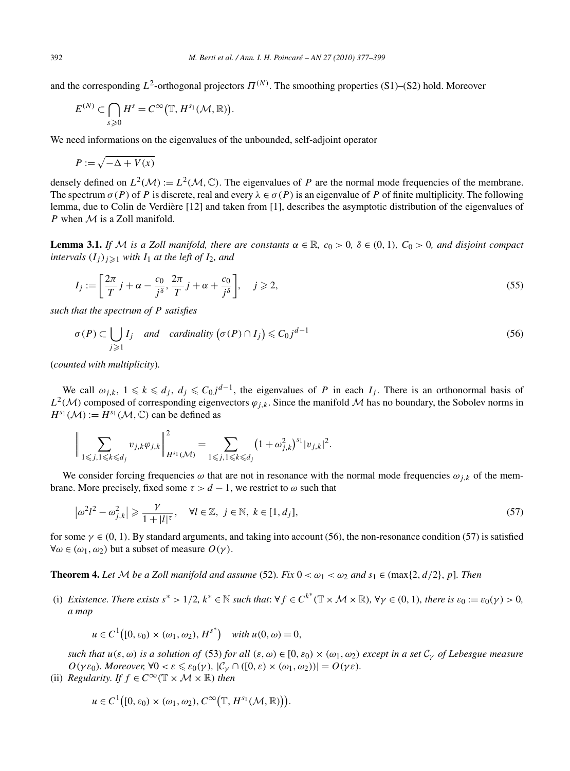and the corresponding $L^2$-orthogonal projectors $\Pi^{(N)}$. The smoothing properties (S1)–(S2) hold. Moreover

$$E^{(N)} \subset \bigcap_{s \geqslant 0} H^s = C^\infty\big(\mathbb{T}, H^{s_1}(\mathcal{M}, \mathbb{R})\big).$$

We need informations on the eigenvalues of the unbounded, self-adjoint operator

$$P := \sqrt{-\Delta + V(x)}$$

densely defined on $L^2(\mathcal{M}) := L^2(\mathcal{M}, \mathbb{C})$. The eigenvalues of $P$ are the normal mode frequencies of the membrane. The spectrum $\sigma(P)$ of $P$ is discrete, real and every $\lambda \in \sigma(P)$ is an eigenvalue of $P$ of finite multiplicity. The following lemma, due to Colin de Verdière [12] and taken from [1], describes the asymptotic distribution of the eigenvalues of $P$ when $\mathcal{M}$ is a Zoll manifold.

**Lemma 3.1.** *If $\mathcal{M}$ is a Zoll manifold, there are constants $\alpha \in \mathbb{R}$, $c_0 > 0$, $\delta \in (0,1)$, $C_0 > 0$, and disjoint compact intervals $(I_j)_{j \geqslant 1}$ with $I_1$ at the left of $I_2$, and*

$$I_j := \left[\frac{2\pi}{T} j + \alpha - \frac{c_0}{j^\delta}, \frac{2\pi}{T} j + \alpha + \frac{c_0}{j^\delta}\right], \quad j \geqslant 2, \tag{55}$$

*such that the spectrum of $P$ satisfies*

$$\sigma(P) \subset \bigcup_{j \geqslant 1} I_j \quad \text{and} \quad \text{cardinality}\,\big(\sigma(P) \cap I_j\big) \leqslant C_0 j^{d-1} \tag{56}$$

(*counted with multiplicity*).

We call $\omega_{j,k}$, $1 \leqslant k \leqslant d_j$, $d_j \leqslant C_0 j^{d-1}$, the eigenvalues of $P$ in each $I_j$. There is an orthonormal basis of $L^2(\mathcal{M})$ composed of corresponding eigenvectors $\varphi_{j,k}$. Since the manifold $\mathcal{M}$ has no boundary, the Sobolev norms in $H^{s_1}(\mathcal{M}) := H^{s_1}(\mathcal{M}, \mathbb{C})$ can be defined as

$$\Big\| \sum_{1 \leqslant j, 1 \leqslant k \leqslant d_j} v_{j,k} \varphi_{j,k} \Big\|^2_{H^{s_1}(\mathcal{M})} = \sum_{1 \leqslant j, 1 \leqslant k \leqslant d_j} \big(1 + \omega_{j,k}^2\big)^{s_1} |v_{j,k}|^2.$$

We consider forcing frequencies $\omega$ that are not in resonance with the normal mode frequencies $\omega_{j,k}$ of the membrane. More precisely, fixed some $\tau > d - 1$, we restrict to $\omega$ such that

$$\big|\omega^2 l^2 - \omega_{j,k}^2\big| \geqslant \frac{\gamma}{1 + |l|^\tau}, \quad \forall l \in \mathbb{Z},\ j \in \mathbb{N},\ k \in [1, d_j], \tag{57}$$

for some $\gamma \in (0,1)$. By standard arguments, and taking into account (56), the non-resonance condition (57) is satisfied $\forall \omega \in (\omega_1, \omega_2)$ but a subset of measure $O(\gamma)$.

**Theorem 4.** *Let $\mathcal{M}$ be a Zoll manifold and assume* (52)*. Fix $0 < \omega_1 < \omega_2$ and $s_1 \in (\max\{2, d/2\}, p]$. Then*

(i) *Existence. There exists $s^* > 1/2$, $k^* \in \mathbb{N}$ such that: $\forall f \in C^{k^*}(\mathbb{T} \times \mathcal{M} \times \mathbb{R})$, $\forall \gamma \in (0,1)$, there is $\varepsilon_0 := \varepsilon_0(\gamma) > 0$, a map*

$$u \in C^1\big([0, \varepsilon_0) \times (\omega_1, \omega_2), H^{s^*}\big) \quad \text{with } u(0, \omega) = 0,$$

*such that $u(\varepsilon, \omega)$ is a solution of* (53) *for all $(\varepsilon, \omega) \in [0, \varepsilon_0) \times (\omega_1, \omega_2)$ except in a set $\mathcal{C}_\gamma$ of Lebesgue measure $O(\gamma \varepsilon_0)$. Moreover, $\forall 0 < \varepsilon \leqslant \varepsilon_0(\gamma)$, $|\mathcal{C}_\gamma \cap ([0, \varepsilon) \times (\omega_1, \omega_2))| = O(\gamma \varepsilon)$.*

(ii) *Regularity. If $f \in C^\infty(\mathbb{T} \times \mathcal{M} \times \mathbb{R})$ then*

$$u \in C^1\big([0, \varepsilon_0) \times (\omega_1, \omega_2), C^\infty\big(\mathbb{T}, H^{s_1}(\mathcal{M}, \mathbb{R})\big)\big).$$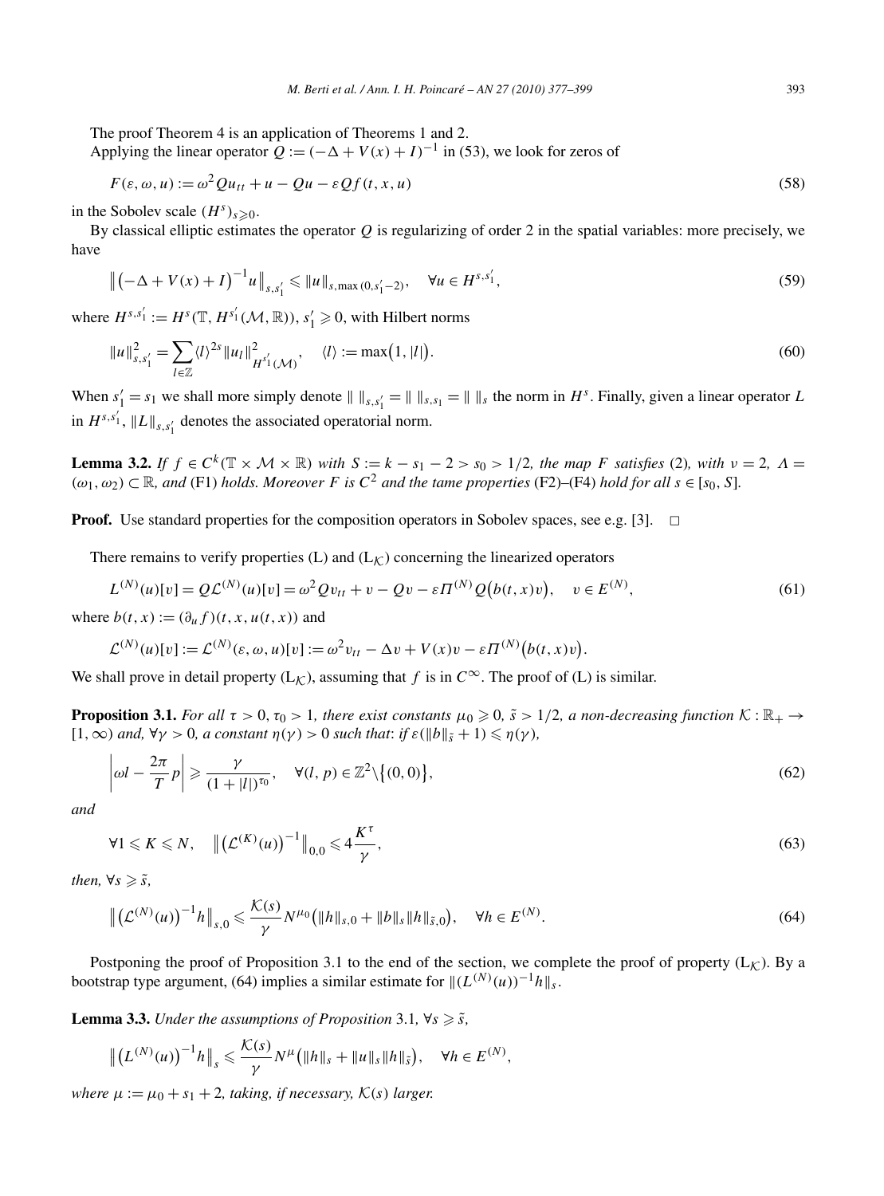The proof Theorem 4 is an application of Theorems 1 and 2.

Applying the linear operator $Q := (-\Delta + V(x) + I)^{-1}$ in (53), we look for zeros of

$$F(\varepsilon, \omega, u) := \omega^2 Q u_{tt} + u - Qu - \varepsilon Q f(t, x, u) \tag{58}$$

in the Sobolev scale $(H^s)_{s \geqslant 0}$.

By classical elliptic estimates the operator $Q$ is regularizing of order 2 in the spatial variables: more precisely, we have

$$\left\| \left(-\Delta + V(x) + I\right)^{-1} u \right\|_{s, s_1'} \leqslant \|u\|_{s, \max(0, s_1' - 2)}, \quad \forall u \in H^{s, s_1'}, \tag{59}$$

where $H^{s,s_1'} := H^s(\mathbb{T}, H^{s_1'}(\mathcal{M}, \mathbb{R}))$, $s_1' \geqslant 0$, with Hilbert norms

$$\|u\|_{s,s_1'}^2 = \sum_{l \in \mathbb{Z}} \langle l \rangle^{2s} \|u_l\|^2_{H^{s_1'}(\mathcal{M})}, \quad \langle l \rangle := \max\big(1, |l|\big). \tag{60}$$

When $s_1' = s_1$ we shall more simply denote $\| \ \|_{s,s_1'} = \| \ \|_{s,s_1} = \| \ \|_s$ the norm in $H^s$. Finally, given a linear operator $L$ in $H^{s,s_1'}$, $\|L\|_{s,s_1'}$ denotes the associated operatorial norm.

**Lemma 3.2.** *If $f \in C^k(\mathbb{T} \times \mathcal{M} \times \mathbb{R})$ with $S := k - s_1 - 2 > s_0 > 1/2$, the map $F$ satisfies* (2)*, with $\nu = 2$, $\Lambda = (\omega_1, \omega_2) \subset \mathbb{R}$, and* (F1) *holds. Moreover $F$ is $C^2$ and the tame properties* (F2)–(F4) *hold for all $s \in [s_0, S]$.*

**Proof.** Use standard properties for the composition operators in Sobolev spaces, see e.g. [3]. $\square$

There remains to verify properties (L) and ($\mathrm{L}_{\mathcal{K}}$) concerning the linearized operators

$$L^{(N)}(u)[v] = Q\mathcal{L}^{(N)}(u)[v] = \omega^2 Q v_{tt} + v - Qv - \varepsilon \Pi^{(N)} Q\big(b(t, x)v\big), \quad v \in E^{(N)}, \tag{61}$$

where $b(t, x) := (\partial_u f)(t, x, u(t, x))$ and

$$\mathcal{L}^{(N)}(u)[v] := \mathcal{L}^{(N)}(\varepsilon, \omega, u)[v] := \omega^2 v_{tt} - \Delta v + V(x)v - \varepsilon \Pi^{(N)}\big(b(t, x)v\big).$$

We shall prove in detail property ($\mathrm{L}_{\mathcal{K}}$), assuming that $f$ is in $C^\infty$. The proof of (L) is similar.

**Proposition 3.1.** *For all $\tau > 0$, $\tau_0 > 1$, there exist constants $\mu_0 \geqslant 0$, $\tilde{s} > 1/2$, a non-decreasing function $\mathcal{K} : \mathbb{R}_+ \to [1, \infty)$ and, $\forall \gamma > 0$, a constant $\eta(\gamma) > 0$ such that: if $\varepsilon(\|b\|_{\tilde{s}} + 1) \leqslant \eta(\gamma)$,*

$$\left| \omega l - \frac{2\pi}{T} p \right| \geqslant \frac{\gamma}{(1 + |l|)^{\tau_0}}, \quad \forall (l, p) \in \mathbb{Z}^2 \setminus \big\{(0, 0)\big\}, \tag{62}$$

*and*

$$\forall 1 \leqslant K \leqslant N, \quad \left\| \left(\mathcal{L}^{(K)}(u)\right)^{-1} \right\|_{0,0} \leqslant 4 \frac{K^\tau}{\gamma}, \tag{63}$$

*then, $\forall s \geqslant \tilde{s}$,*

$$\left\| \left(\mathcal{L}^{(N)}(u)\right)^{-1} h \right\|_{s,0} \leqslant \frac{\mathcal{K}(s)}{\gamma} N^{\mu_0} \big( \|h\|_{s,0} + \|b\|_s \|h\|_{\tilde{s},0} \big), \quad \forall h \in E^{(N)}. \tag{64}$$

Postponing the proof of Proposition 3.1 to the end of the section, we complete the proof of property ($\mathrm{L}_{\mathcal{K}}$). By a bootstrap type argument, (64) implies a similar estimate for $\|(L^{(N)}(u))^{-1} h\|_s$.

**Lemma 3.3.** *Under the assumptions of Proposition* 3.1*, $\forall s \geqslant \tilde{s}$,*

$$\left\| \left(L^{(N)}(u)\right)^{-1} h \right\|_s \leqslant \frac{\mathcal{K}(s)}{\gamma} N^{\mu} \big( \|h\|_s + \|u\|_s \|h\|_{\tilde{s}} \big), \quad \forall h \in E^{(N)},$$

*where $\mu := \mu_0 + s_1 + 2$, taking, if necessary, $\mathcal{K}(s)$ larger.*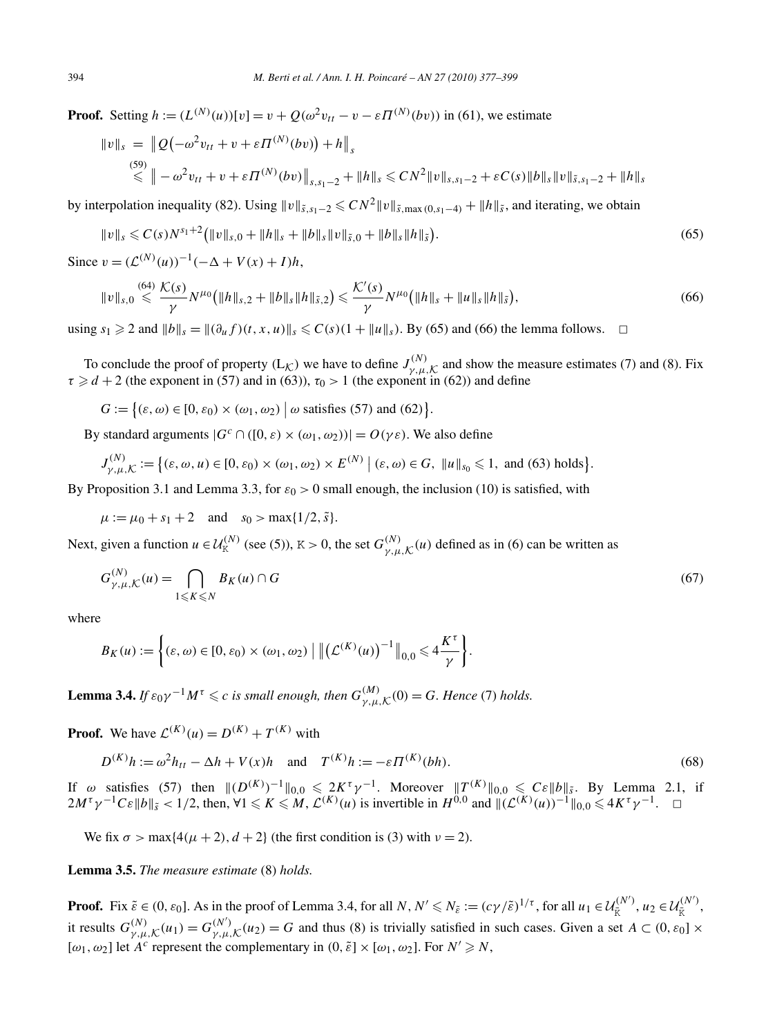**Proof.** Setting $h := (L^{(N)}(u))[v] = v + Q(\omega^2 v_{tt} - v - \varepsilon \Pi^{(N)}(bv))$ in (61), we estimate

$$\|v\|_s = \big\| Q\big(-\omega^2 v_{tt} + v + \varepsilon \Pi^{(N)}(bv)\big) + h \big\|_s$$
$$\overset{(59)}{\leqslant} \big\| -\omega^2 v_{tt} + v + \varepsilon \Pi^{(N)}(bv)\big\|_{s,s_1-2} + \|h\|_s \leqslant C N^2 \|v\|_{s,s_1-2} + \varepsilon C(s)\|b\|_s \|v\|_{\tilde{s},s_1-2} + \|h\|_s$$

by interpolation inequality (82). Using $\|v\|_{\tilde{s},s_1-2} \leqslant CN^2 \|v\|_{\tilde{s},\max(0,s_1-4)} + \|h\|_{\tilde{s}}$, and iterating, we obtain

$$\|v\|_s \leqslant C(s) N^{s_1+2}\big(\|v\|_{s,0} + \|h\|_s + \|b\|_s \|v\|_{\tilde{s},0} + \|b\|_s \|h\|_{\tilde{s}}\big). \tag{65}$$

Since $v = (\mathcal{L}^{(N)}(u))^{-1}(-\Delta + V(x) + I)h$,

$$\|v\|_{s,0} \overset{(64)}{\leqslant} \frac{\mathcal{K}(s)}{\gamma} N^{\mu_0}\big(\|h\|_{s,2} + \|b\|_s \|h\|_{\tilde{s},2}\big) \leqslant \frac{\mathcal{K}'(s)}{\gamma} N^{\mu_0}\big(\|h\|_s + \|u\|_s \|h\|_{\tilde{s}}\big), \tag{66}$$

using $s_1 \geqslant 2$ and $\|b\|_s = \|(\partial_u f)(t,x,u)\|_s \leqslant C(s)(1 + \|u\|_s)$. By (65) and (66) the lemma follows. $\square$

To conclude the proof of property ($\mathrm{L}_{\mathcal{K}}$) we have to define $J^{(N)}_{\gamma,\mu,\mathcal{K}}$ and show the measure estimates (7) and (8). Fix $\tau \geqslant d + 2$ (the exponent in (57) and in (63)), $\tau_0 > 1$ (the exponent in (62)) and define

$$G := \big\{(\varepsilon,\omega) \in [0,\varepsilon_0) \times (\omega_1,\omega_2) \;\big|\; \omega \text{ satisfies (57) and (62)}\big\}.$$

By standard arguments $|G^c \cap ([0,\varepsilon) \times (\omega_1,\omega_2))| = O(\gamma\varepsilon)$. We also define

$$J^{(N)}_{\gamma,\mu,\mathcal{K}} := \big\{(\varepsilon,\omega,u) \in [0,\varepsilon_0) \times (\omega_1,\omega_2) \times E^{(N)} \;\big|\; (\varepsilon,\omega) \in G,\ \|u\|_{s_0} \leqslant 1, \text{ and (63) holds}\big\}.$$

By Proposition 3.1 and Lemma 3.3, for $\varepsilon_0 > 0$ small enough, the inclusion (10) is satisfied, with

$$\mu := \mu_0 + s_1 + 2 \quad \text{and} \quad s_0 > \max\{1/2, \tilde{s}\}.$$

Next, given a function $u \in \mathcal{U}^{(N)}_{\mathrm{K}}$ (see (5)), $\mathrm{K} > 0$, the set $G^{(N)}_{\gamma,\mu,\mathcal{K}}(u)$ defined as in (6) can be written as

$$G^{(N)}_{\gamma,\mu,\mathcal{K}}(u) = \bigcap_{1 \leqslant K \leqslant N} B_K(u) \cap G \tag{67}$$

where

$$B_K(u) := \left\{(\varepsilon,\omega) \in [0,\varepsilon_0) \times (\omega_1,\omega_2) \;\Big|\; \big\|\big(\mathcal{L}^{(K)}(u)\big)^{-1}\big\|_{0,0} \leqslant 4\frac{K^\tau}{\gamma}\right\}.$$

**Lemma 3.4.** *If $\varepsilon_0 \gamma^{-1} M^\tau \leqslant c$ is small enough, then $G^{(M)}_{\gamma,\mu,\mathcal{K}}(0) = G$. Hence* (7) *holds.*

**Proof.** We have $\mathcal{L}^{(K)}(u) = D^{(K)} + T^{(K)}$ with

$$D^{(K)}h := \omega^2 h_{tt} - \Delta h + V(x)h \quad \text{and} \quad T^{(K)}h := -\varepsilon \Pi^{(K)}(bh). \tag{68}$$

If $\omega$ satisfies (57) then $\|(D^{(K)})^{-1}\|_{0,0} \leqslant 2K^\tau \gamma^{-1}$. Moreover $\|T^{(K)}\|_{0,0} \leqslant C\varepsilon \|b\|_{\tilde{s}}$. By Lemma 2.1, if $2M^\tau \gamma^{-1} C\varepsilon \|b\|_{\tilde{s}} < 1/2$, then, $\forall 1 \leqslant K \leqslant M$, $\mathcal{L}^{(K)}(u)$ is invertible in $H^{0,0}$ and $\|(\mathcal{L}^{(K)}(u))^{-1}\|_{0,0} \leqslant 4K^\tau \gamma^{-1}$. $\square$

We fix $\sigma > \max\{4(\mu + 2), d + 2\}$ (the first condition is (3) with $\nu = 2$).

**Lemma 3.5.** *The measure estimate* (8) *holds.*

**Proof.** Fix $\tilde{\varepsilon} \in (0,\varepsilon_0]$. As in the proof of Lemma 3.4, for all $N, N' \leqslant N_{\tilde{\varepsilon}} := (c\gamma/\tilde{\varepsilon})^{1/\tau}$, for all $u_1 \in \mathcal{U}^{(N')}_{\bar{\mathrm{K}}}$, $u_2 \in \mathcal{U}^{(N')}_{\bar{\mathrm{K}}}$, it results $G^{(N)}_{\gamma,\mu,\mathcal{K}}(u_1) = G^{(N')}_{\gamma,\mu,\mathcal{K}}(u_2) = G$ and thus (8) is trivially satisfied in such cases. Given a set $A \subset (0,\varepsilon_0] \times [\omega_1,\omega_2]$ let $A^c$ represent the complementary in $(0,\tilde{\varepsilon}] \times [\omega_1,\omega_2]$. For $N' \geqslant N$,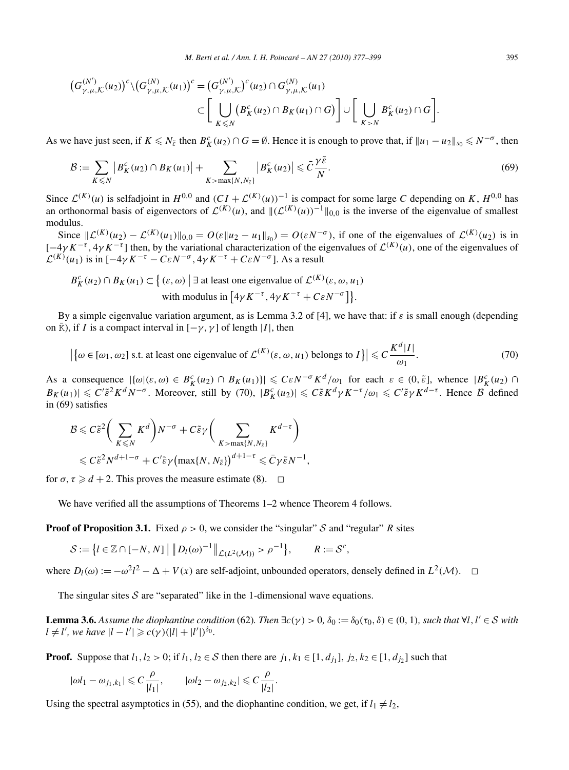$$\big(G^{(N')}_{\gamma,\mu,\mathcal{K}}(u_2)\big)^c \backslash \big(G^{(N)}_{\gamma,\mu,\mathcal{K}}(u_1)\big)^c = \big(G^{(N')}_{\gamma,\mu,\mathcal{K}}\big)^c(u_2) \cap G^{(N)}_{\gamma,\mu,\mathcal{K}}(u_1)$$
$$\subset \bigg[\bigcup_{K\leqslant N} \big(B^c_K(u_2) \cap B_K(u_1) \cap G\big)\bigg] \cup \bigg[\bigcup_{K>N} B^c_K(u_2) \cap G\bigg].$$

As we have just seen, if $K \leqslant N_{\tilde{\varepsilon}}$ then $B^c_K(u_2) \cap G = \emptyset$. Hence it is enough to prove that, if $\|u_1 - u_2\|_{s_0} \leqslant N^{-\sigma}$, then

$$\mathcal{B} := \sum_{K\leqslant N} \big|B^c_K(u_2) \cap B_K(u_1)\big| + \sum_{K>\max\{N,N_{\tilde{\varepsilon}}\}} \big|B^c_K(u_2)\big| \leqslant \bar{C}\frac{\gamma\tilde{\varepsilon}}{N}. \tag{69}$$

Since $\mathcal{L}^{(K)}(u)$ is selfadjoint in $H^{0,0}$ and $(CI + \mathcal{L}^{(K)}(u))^{-1}$ is compact for some large $C$ depending on $K$, $H^{0,0}$ has an orthonormal basis of eigenvectors of $\mathcal{L}^{(K)}(u)$, and $\|(\mathcal{L}^{(K)}(u))^{-1}\|_{0,0}$ is the inverse of the eigenvalue of smallest modulus.

Since $\|\mathcal{L}^{(K)}(u_2) - \mathcal{L}^{(K)}(u_1)\|_{0,0} = O(\varepsilon\|u_2 - u_1\|_{s_0}) = O(\varepsilon N^{-\sigma})$, if one of the eigenvalues of $\mathcal{L}^{(K)}(u_2)$ is in $[-4\gamma K^{-\tau}, 4\gamma K^{-\tau}]$ then, by the variational characterization of the eigenvalues of $\mathcal{L}^{(K)}(u)$, one of the eigenvalues of $\mathcal{L}^{(K)}(u_1)$ is in $[-4\gamma K^{-\tau} - C\varepsilon N^{-\sigma}, 4\gamma K^{-\tau} + C\varepsilon N^{-\sigma}]$. As a result

$$B^c_K(u_2) \cap B_K(u_1) \subset \big\{(\varepsilon,\omega) \;\big|\; \exists \text{ at least one eigenvalue of } \mathcal{L}^{(K)}(\varepsilon,\omega,u_1)$$
$$\text{with modulus in } \big[4\gamma K^{-\tau}, 4\gamma K^{-\tau} + C\varepsilon N^{-\sigma}\big]\big\}.$$

By a simple eigenvalue variation argument, as is Lemma 3.2 of [4], we have that: if $\varepsilon$ is small enough (depending on $\bar{\mathrm{K}}$), if $I$ is a compact interval in $[-\gamma,\gamma]$ of length $|I|$, then

$$\big|\{\omega \in [\omega_1,\omega_2] \text{ s.t. at least one eigenvalue of } \mathcal{L}^{(K)}(\varepsilon,\omega,u_1) \text{ belongs to } I\}\big| \leqslant C\frac{K^d|I|}{\omega_1}. \tag{70}$$

As a consequence $|\{\omega|(\varepsilon,\omega) \in B^c_K(u_2) \cap B_K(u_1)\}| \leqslant C\varepsilon N^{-\sigma}K^d/\omega_1$ for each $\varepsilon \in (0,\tilde{\varepsilon}]$, whence $|B^c_K(u_2) \cap B_K(u_1)| \leqslant C'\tilde{\varepsilon}^2 K^d N^{-\sigma}$. Moreover, still by (70), $|B^c_K(u_2)| \leqslant C\tilde{\varepsilon}K^d\gamma K^{-\tau}/\omega_1 \leqslant C'\tilde{\varepsilon}\gamma K^{d-\tau}$. Hence $\mathcal{B}$ defined in (69) satisfies

$$\mathcal{B} \leqslant C\tilde{\varepsilon}^2\bigg(\sum_{K\leqslant N} K^d\bigg)N^{-\sigma} + C\tilde{\varepsilon}\gamma\bigg(\sum_{K>\max\{N,N_{\tilde{\varepsilon}}\}} K^{d-\tau}\bigg)$$
$$\leqslant C\tilde{\varepsilon}^2 N^{d+1-\sigma} + C'\tilde{\varepsilon}\gamma\big(\max\{N,N_{\tilde{\varepsilon}}\}\big)^{d+1-\tau} \leqslant \bar{C}\gamma\tilde{\varepsilon}N^{-1},$$

for $\sigma,\tau \geqslant d+2$. This proves the measure estimate (8). $\square$

We have verified all the assumptions of Theorems 1–2 whence Theorem 4 follows.

**Proof of Proposition 3.1.** Fixed $\rho > 0$, we consider the "singular" $\mathcal{S}$ and "regular" $R$ sites

$$\mathcal{S} := \big\{l \in \mathbb{Z} \cap [-N,N] \;\big|\; \big\|D_l(\omega)^{-1}\big\|_{\mathcal{L}(L^2(\mathcal{M}))} > \rho^{-1}\big\}, \qquad R := \mathcal{S}^c,$$

where $D_l(\omega) := -\omega^2 l^2 - \Delta + V(x)$ are self-adjoint, unbounded operators, densely defined in $L^2(\mathcal{M})$. $\square$

The singular sites $\mathcal{S}$ are "separated" like in the 1-dimensional wave equations.

**Lemma 3.6.** *Assume the diophantine condition* (62)*. Then* $\exists c(\gamma) > 0$, $\delta_0 := \delta_0(\tau_0,\delta) \in (0,1)$*, such that* $\forall l,l' \in \mathcal{S}$ *with* $l \neq l'$*, we have* $|l - l'| \geqslant c(\gamma)(|l| + |l'|)^{\delta_0}$*.*

**Proof.** Suppose that $l_1, l_2 > 0$; if $l_1, l_2 \in \mathcal{S}$ then there are $j_1, k_1 \in [1, d_{j_1}]$, $j_2, k_2 \in [1, d_{j_2}]$ such that

$$|\omega l_1 - \omega_{j_1,k_1}| \leqslant C\frac{\rho}{|l_1|}, \qquad |\omega l_2 - \omega_{j_2,k_2}| \leqslant C\frac{\rho}{|l_2|}.$$

Using the spectral asymptotics in (55), and the diophantine condition, we get, if $l_1 \neq l_2$,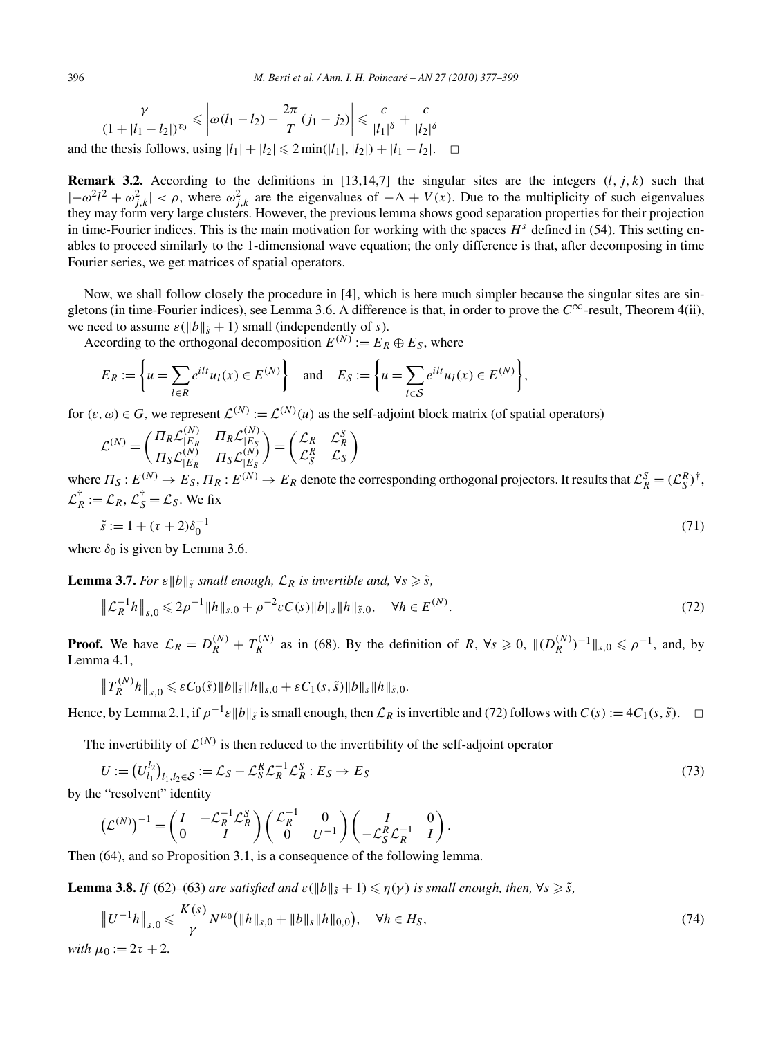$$\frac{\gamma}{(1+|l_1-l_2|)^{\tau_0}} \leqslant \left|\omega(l_1-l_2) - \frac{2\pi}{T}(j_1-j_2)\right| \leqslant \frac{c}{|l_1|^{\delta}} + \frac{c}{|l_2|^{\delta}}$$

and the thesis follows, using $|l_1| + |l_2| \leqslant 2\min(|l_1|,|l_2|) + |l_1 - l_2|$. $\square$

**Remark 3.2.** According to the definitions in [13,14,7] the singular sites are the integers $(l,j,k)$ such that $|-\omega^2 l^2 + \omega_{j,k}^2| < \rho$, where $\omega_{j,k}^2$ are the eigenvalues of $-\Delta + V(x)$. Due to the multiplicity of such eigenvalues they may form very large clusters. However, the previous lemma shows good separation properties for their projection in time-Fourier indices. This is the main motivation for working with the spaces $H^s$ defined in (54). This setting enables to proceed similarly to the 1-dimensional wave equation; the only difference is that, after decomposing in time Fourier series, we get matrices of spatial operators.

Now, we shall follow closely the procedure in [4], which is here much simpler because the singular sites are singletons (in time-Fourier indices), see Lemma 3.6. A difference is that, in order to prove the $C^\infty$-result, Theorem 4(ii), we need to assume $\varepsilon(\|b\|_{\tilde{s}} + 1)$ small (independently of $s$).

According to the orthogonal decomposition $E^{(N)} := E_R \oplus E_S$, where

$$E_R := \left\{ u = \sum_{l \in R} e^{ilt} u_l(x) \in E^{(N)} \right\} \quad \text{and} \quad E_S := \left\{ u = \sum_{l \in \mathcal{S}} e^{ilt} u_l(x) \in E^{(N)} \right\},$$

for $(\varepsilon,\omega) \in G$, we represent $\mathcal{L}^{(N)} := \mathcal{L}^{(N)}(u)$ as the self-adjoint block matrix (of spatial operators)

$$\mathcal{L}^{(N)} = \begin{pmatrix} \Pi_R \mathcal{L}^{(N)}_{|E_R} & \Pi_R \mathcal{L}^{(N)}_{|E_S} \\ \Pi_S \mathcal{L}^{(N)}_{|E_R} & \Pi_S \mathcal{L}^{(N)}_{|E_S} \end{pmatrix} = \begin{pmatrix} \mathcal{L}_R & \mathcal{L}_R^S \\ \mathcal{L}_S^R & \mathcal{L}_S \end{pmatrix}$$

where $\Pi_S : E^{(N)} \to E_S$, $\Pi_R : E^{(N)} \to E_R$ denote the corresponding orthogonal projectors. It results that $\mathcal{L}_R^S = (\mathcal{L}_S^R)^\dagger$, $\mathcal{L}_R^\dagger := \mathcal{L}_R$, $\mathcal{L}_S^\dagger = \mathcal{L}_S$. We fix

$$\tilde{s} := 1 + (\tau + 2)\delta_0^{-1} \tag{71}$$

where $\delta_0$ is given by Lemma 3.6.

**Lemma 3.7.** *For $\varepsilon\|b\|_{\tilde{s}}$ small enough, $\mathcal{L}_R$ is invertible and, $\forall s \geqslant \tilde{s}$,*

$$\left\|\mathcal{L}_R^{-1} h\right\|_{s,0} \leqslant 2\rho^{-1}\|h\|_{s,0} + \rho^{-2}\varepsilon C(s)\|b\|_s\|h\|_{\tilde{s},0}, \quad \forall h \in E^{(N)}. \tag{72}$$

**Proof.** We have $\mathcal{L}_R = D_R^{(N)} + T_R^{(N)}$ as in (68). By the definition of $R$, $\forall s \geqslant 0$, $\|(D_R^{(N)})^{-1}\|_{s,0} \leqslant \rho^{-1}$, and, by Lemma 4.1,

$$\left\|T_R^{(N)} h\right\|_{s,0} \leqslant \varepsilon C_0(\tilde{s})\|b\|_{\tilde{s}}\|h\|_{s,0} + \varepsilon C_1(s,\tilde{s})\|b\|_s\|h\|_{\tilde{s},0}.$$

Hence, by Lemma 2.1, if $\rho^{-1}\varepsilon\|b\|_{\tilde{s}}$ is small enough, then $\mathcal{L}_R$ is invertible and (72) follows with $C(s) := 4C_1(s,\tilde{s})$. $\square$

The invertibility of $\mathcal{L}^{(N)}$ is then reduced to the invertibility of the self-adjoint operator

$$U := \left(U_{l_1}^{l_2}\right)_{l_1,l_2 \in \mathcal{S}} := \mathcal{L}_S - \mathcal{L}_S^R \mathcal{L}_R^{-1} \mathcal{L}_R^S : E_S \to E_S \tag{73}$$

by the "resolvent" identity

$$\left(\mathcal{L}^{(N)}\right)^{-1} = \begin{pmatrix} I & -\mathcal{L}_R^{-1}\mathcal{L}_R^S \\ 0 & I \end{pmatrix} \begin{pmatrix} \mathcal{L}_R^{-1} & 0 \\ 0 & U^{-1} \end{pmatrix} \begin{pmatrix} I & 0 \\ -\mathcal{L}_S^R \mathcal{L}_R^{-1} & I \end{pmatrix}.$$

Then (64), and so Proposition 3.1, is a consequence of the following lemma.

**Lemma 3.8.** *If (62)–(63) are satisfied and $\varepsilon(\|b\|_{\tilde{s}} + 1) \leqslant \eta(\gamma)$ is small enough, then, $\forall s \geqslant \tilde{s}$,*

$$\left\|U^{-1} h\right\|_{s,0} \leqslant \frac{K(s)}{\gamma} N^{\mu_0}\left(\|h\|_{s,0} + \|b\|_s\|h\|_{0,0}\right), \quad \forall h \in H_S, \tag{74}$$

*with $\mu_0 := 2\tau + 2$.*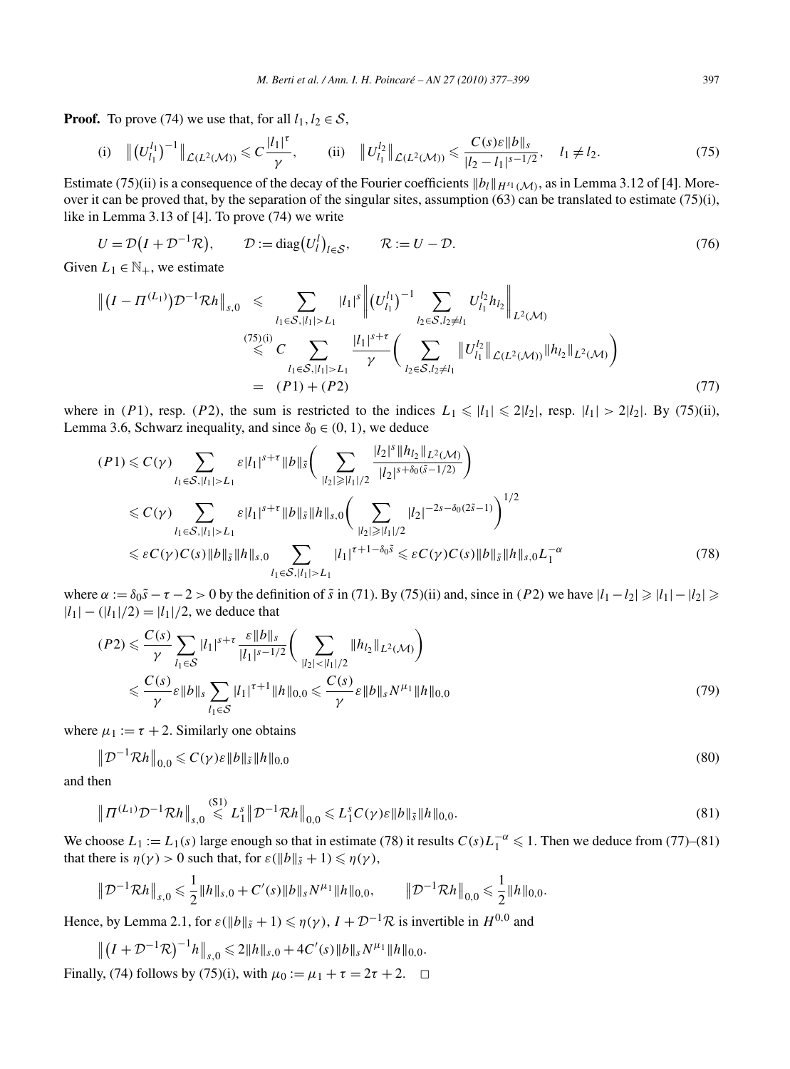**Proof.** To prove (74) we use that, for all $l_1, l_2 \in \mathcal{S}$,

$$\text{(i)} \quad \left\| \left(U_{l_1}^{l_1}\right)^{-1} \right\|_{\mathcal{L}(L^2(\mathcal{M}))} \leqslant C \frac{|l_1|^\tau}{\gamma}, \qquad \text{(ii)} \quad \left\| U_{l_1}^{l_2} \right\|_{\mathcal{L}(L^2(\mathcal{M}))} \leqslant \frac{C(s)\varepsilon \|b\|_s}{|l_2 - l_1|^{s-1/2}}, \quad l_1 \neq l_2. \tag{75}$$

Estimate (75)(ii) is a consequence of the decay of the Fourier coefficients $\|b_l\|_{H^{s_1}(\mathcal{M})}$, as in Lemma 3.12 of [4]. Moreover it can be proved that, by the separation of the singular sites, assumption (63) can be translated to estimate (75)(i), like in Lemma 3.13 of [4]. To prove (74) we write

$$U = \mathcal{D}\left(I + \mathcal{D}^{-1}\mathcal{R}\right), \qquad \mathcal{D} := \operatorname{diag}\left(U_l^l\right)_{l \in \mathcal{S}}, \qquad \mathcal{R} := U - \mathcal{D}. \tag{76}$$

Given $L_1 \in \mathbb{N}_+$, we estimate

$$\begin{aligned}
\left\| \left(I - \Pi^{(L_1)}\right)\mathcal{D}^{-1}\mathcal{R}h \right\|_{s,0} &\leqslant \sum_{l_1 \in \mathcal{S}, |l_1| > L_1} |l_1|^s \left\| \left(U_{l_1}^{l_1}\right)^{-1} \sum_{l_2 \in \mathcal{S}, l_2 \neq l_1} U_{l_1}^{l_2} h_{l_2} \right\|_{L^2(\mathcal{M})} \\
&\overset{(75)\text{(i)}}{\leqslant} C \sum_{l_1 \in \mathcal{S}, |l_1| > L_1} \frac{|l_1|^{s+\tau}}{\gamma} \left( \sum_{l_2 \in \mathcal{S}, l_2 \neq l_1} \left\| U_{l_1}^{l_2} \right\|_{\mathcal{L}(L^2(\mathcal{M}))} \|h_{l_2}\|_{L^2(\mathcal{M})} \right) \\
&= (P1) + (P2)
\end{aligned} \tag{77}$$

where in $(P1)$, resp. $(P2)$, the sum is restricted to the indices $L_1 \leqslant |l_1| \leqslant 2|l_2|$, resp. $|l_1| > 2|l_2|$. By (75)(ii), Lemma 3.6, Schwarz inequality, and since $\delta_0 \in (0,1)$, we deduce

$$\begin{aligned}
(P1) &\leqslant C(\gamma) \sum_{l_1 \in \mathcal{S}, |l_1| > L_1} \varepsilon |l_1|^{s+\tau} \|b\|_{\tilde{s}} \left( \sum_{|l_2| \geqslant |l_1|/2} \frac{|l_2|^s \|h_{l_2}\|_{L^2(\mathcal{M})}}{|l_2|^{s+\delta_0(\tilde{s}-1/2)}} \right) \\
&\leqslant C(\gamma) \sum_{l_1 \in \mathcal{S}, |l_1| > L_1} \varepsilon |l_1|^{s+\tau} \|b\|_{\tilde{s}} \|h\|_{s,0} \left( \sum_{|l_2| \geqslant |l_1|/2} |l_2|^{-2s-\delta_0(2\tilde{s}-1)} \right)^{1/2} \\
&\leqslant \varepsilon C(\gamma) C(s) \|b\|_{\tilde{s}} \|h\|_{s,0} \sum_{l_1 \in \mathcal{S}, |l_1| > L_1} |l_1|^{\tau+1-\delta_0\tilde{s}} \leqslant \varepsilon C(\gamma) C(s) \|b\|_{\tilde{s}} \|h\|_{s,0} L_1^{-\alpha}
\end{aligned} \tag{78}$$

where $\alpha := \delta_0\tilde{s} - \tau - 2 > 0$ by the definition of $\tilde{s}$ in (71). By (75)(ii) and, since in $(P2)$ we have $|l_1 - l_2| \geqslant |l_1| - |l_2| \geqslant |l_1| - (|l_1|/2) = |l_1|/2$, we deduce that

$$\begin{aligned}
(P2) &\leqslant \frac{C(s)}{\gamma} \sum_{l_1 \in \mathcal{S}} |l_1|^{s+\tau} \frac{\varepsilon \|b\|_s}{|l_1|^{s-1/2}} \left( \sum_{|l_2| < |l_1|/2} \|h_{l_2}\|_{L^2(\mathcal{M})} \right) \\
&\leqslant \frac{C(s)}{\gamma} \varepsilon \|b\|_s \sum_{l_1 \in \mathcal{S}} |l_1|^{\tau+1} \|h\|_{0,0} \leqslant \frac{C(s)}{\gamma} \varepsilon \|b\|_s N^{\mu_1} \|h\|_{0,0}
\end{aligned} \tag{79}$$

where $\mu_1 := \tau + 2$. Similarly one obtains

$$\left\| \mathcal{D}^{-1}\mathcal{R}h \right\|_{0,0} \leqslant C(\gamma)\varepsilon \|b\|_{\tilde{s}} \|h\|_{0,0} \tag{80}$$

and then

$$\left\| \Pi^{(L_1)}\mathcal{D}^{-1}\mathcal{R}h \right\|_{s,0} \overset{(\text{S1})}{\leqslant} L_1^s \left\| \mathcal{D}^{-1}\mathcal{R}h \right\|_{0,0} \leqslant L_1^s C(\gamma)\varepsilon \|b\|_{\tilde{s}} \|h\|_{0,0}. \tag{81}$$

We choose $L_1 := L_1(s)$ large enough so that in estimate (78) it results $C(s)L_1^{-\alpha} \leqslant 1$. Then we deduce from (77)–(81) that there is $\eta(\gamma) > 0$ such that, for $\varepsilon(\|b\|_{\tilde{s}} + 1) \leqslant \eta(\gamma)$,

$$\left\| \mathcal{D}^{-1}\mathcal{R}h \right\|_{s,0} \leqslant \frac{1}{2}\|h\|_{s,0} + C'(s)\|b\|_s N^{\mu_1} \|h\|_{0,0}, \qquad \left\| \mathcal{D}^{-1}\mathcal{R}h \right\|_{0,0} \leqslant \frac{1}{2}\|h\|_{0,0}.$$

Hence, by Lemma 2.1, for $\varepsilon(\|b\|_{\tilde{s}} + 1) \leqslant \eta(\gamma)$, $I + \mathcal{D}^{-1}\mathcal{R}$ is invertible in $H^{0,0}$ and

$$\left\| \left(I + \mathcal{D}^{-1}\mathcal{R}\right)^{-1} h \right\|_{s,0} \leqslant 2\|h\|_{s,0} + 4C'(s)\|b\|_s N^{\mu_1} \|h\|_{0,0}.$$

Finally, (74) follows by (75)(i), with $\mu_0 := \mu_1 + \tau = 2\tau + 2$. $\square$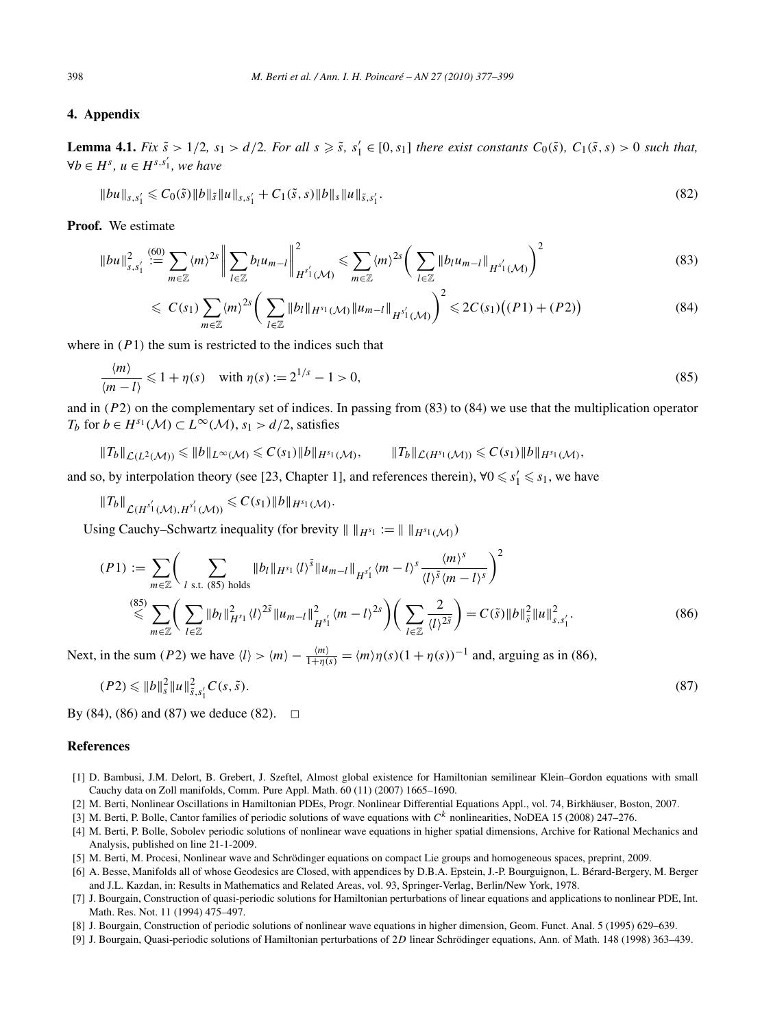## 4. Appendix

**Lemma 4.1.** *Fix $\tilde{s} > 1/2$, $s_1 > d/2$. For all $s \geqslant \tilde{s}$, $s_1' \in [0, s_1]$ there exist constants $C_0(\tilde{s})$, $C_1(\tilde{s}, s) > 0$ such that, $\forall b \in H^s$, $u \in H^{s,s_1'}$, we have*

$$
\|bu\|_{s,s_1'} \leqslant C_0(\tilde{s}) \|b\|_{\tilde{s}} \|u\|_{s,s_1'} + C_1(\tilde{s}, s) \|b\|_s \|u\|_{\tilde{s},s_1'}. \tag{82}
$$

**Proof.** We estimate

$$
\|bu\|^2_{s,s_1'} \overset{(60)}{:=} \sum_{m\in\mathbb{Z}} \langle m\rangle^{2s} \bigg\| \sum_{l\in\mathbb{Z}} b_l u_{m-l} \bigg\|^2_{H^{s_1'}(\mathcal{M})} \leqslant \sum_{m\in\mathbb{Z}} \langle m\rangle^{2s} \bigg( \sum_{l\in\mathbb{Z}} \|b_l u_{m-l}\|_{H^{s_1'}(\mathcal{M})} \bigg)^2 \tag{83}
$$

$$
\leqslant C(s_1) \sum_{m\in\mathbb{Z}} \langle m\rangle^{2s} \bigg( \sum_{l\in\mathbb{Z}} \|b_l\|_{H^{s_1}(\mathcal{M})} \|u_{m-l}\|_{H^{s_1'}(\mathcal{M})} \bigg)^2 \leqslant 2C(s_1)\big((P1) + (P2)\big) \tag{84}
$$

where in $(P1)$ the sum is restricted to the indices such that

$$
\frac{\langle m\rangle}{\langle m-l\rangle} \leqslant 1 + \eta(s) \quad \text{with } \eta(s) := 2^{1/s} - 1 > 0, \tag{85}
$$

and in $(P2)$ on the complementary set of indices. In passing from (83) to (84) we use that the multiplication operator $T_b$ for $b \in H^{s_1}(\mathcal{M}) \subset L^\infty(\mathcal{M})$, $s_1 > d/2$, satisfies

$$
\|T_b\|_{\mathcal{L}(L^2(\mathcal{M}))} \leqslant \|b\|_{L^\infty(\mathcal{M})} \leqslant C(s_1) \|b\|_{H^{s_1}(\mathcal{M})}, \qquad \|T_b\|_{\mathcal{L}(H^{s_1}(\mathcal{M}))} \leqslant C(s_1) \|b\|_{H^{s_1}(\mathcal{M})},
$$

and so, by interpolation theory (see [23, Chapter 1], and references therein), $\forall 0 \leqslant s_1' \leqslant s_1$, we have

$$
\|T_b\|_{\mathcal{L}(H^{s_1'}(\mathcal{M}), H^{s_1'}(\mathcal{M}))} \leqslant C(s_1) \|b\|_{H^{s_1}(\mathcal{M})}.
$$

Using Cauchy–Schwartz inequality (for brevity $\| \ \|_{H^{s_1}} := \| \ \|_{H^{s_1}(\mathcal{M})}$)

$$
(P1) := \sum_{m\in\mathbb{Z}} \bigg( \sum_{l \text{ s.t. (85) holds}} \|b_l\|_{H^{s_1}} \langle l\rangle^{\tilde{s}} \|u_{m-l}\|_{H^{s_1'}} \langle m-l\rangle^s \frac{\langle m\rangle^s}{\langle l\rangle^{\tilde{s}} \langle m-l\rangle^s} \bigg)^2
$$

$$
\overset{(85)}{\leqslant} \sum_{m\in\mathbb{Z}} \bigg( \sum_{l\in\mathbb{Z}} \|b_l\|^2_{H^{s_1}} \langle l\rangle^{2\tilde{s}} \|u_{m-l}\|^2_{H^{s_1'}} \langle m-l\rangle^{2s} \bigg) \bigg( \sum_{l\in\mathbb{Z}} \frac{2}{\langle l\rangle^{2\tilde{s}}} \bigg) = C(\tilde{s}) \|b\|^2_{\tilde{s}} \|u\|^2_{s,s_1'}. \tag{86}
$$

Next, in the sum $(P2)$ we have $\langle l\rangle > \langle m\rangle - \frac{\langle m\rangle}{1+\eta(s)} = \langle m\rangle \eta(s)(1+\eta(s))^{-1}$ and, arguing as in (86),

$$
(P2) \leqslant \|b\|^2_s \|u\|^2_{\tilde{s},s_1'} C(s, \tilde{s}). \tag{87}
$$

By (84), (86) and (87) we deduce (82). $\square$

## References

[1] D. Bambusi, J.M. Delort, B. Grebert, J. Szeftel, Almost global existence for Hamiltonian semilinear Klein–Gordon equations with small Cauchy data on Zoll manifolds, Comm. Pure Appl. Math. 60 (11) (2007) 1665–1690.

[2] M. Berti, Nonlinear Oscillations in Hamiltonian PDEs, Progr. Nonlinear Differential Equations Appl., vol. 74, Birkhäuser, Boston, 2007.

[3] M. Berti, P. Bolle, Cantor families of periodic solutions of wave equations with $C^k$ nonlinearities, NoDEA 15 (2008) 247–276.

[4] M. Berti, P. Bolle, Sobolev periodic solutions of nonlinear wave equations in higher spatial dimensions, Archive for Rational Mechanics and Analysis, published on line 21-1-2009.

[5] M. Berti, M. Procesi, Nonlinear wave and Schrödinger equations on compact Lie groups and homogeneous spaces, preprint, 2009.

[6] A. Besse, Manifolds all of whose Geodesics are Closed, with appendices by D.B.A. Epstein, J.-P. Bourguignon, L. Bérard-Bergery, M. Berger and J.L. Kazdan, in: Results in Mathematics and Related Areas, vol. 93, Springer-Verlag, Berlin/New York, 1978.

[7] J. Bourgain, Construction of quasi-periodic solutions for Hamiltonian perturbations of linear equations and applications to nonlinear PDE, Int. Math. Res. Not. 11 (1994) 475–497.

[8] J. Bourgain, Construction of periodic solutions of nonlinear wave equations in higher dimension, Geom. Funct. Anal. 5 (1995) 629–639.

[9] J. Bourgain, Quasi-periodic solutions of Hamiltonian perturbations of 2$D$ linear Schrödinger equations, Ann. of Math. 148 (1998) 363–439.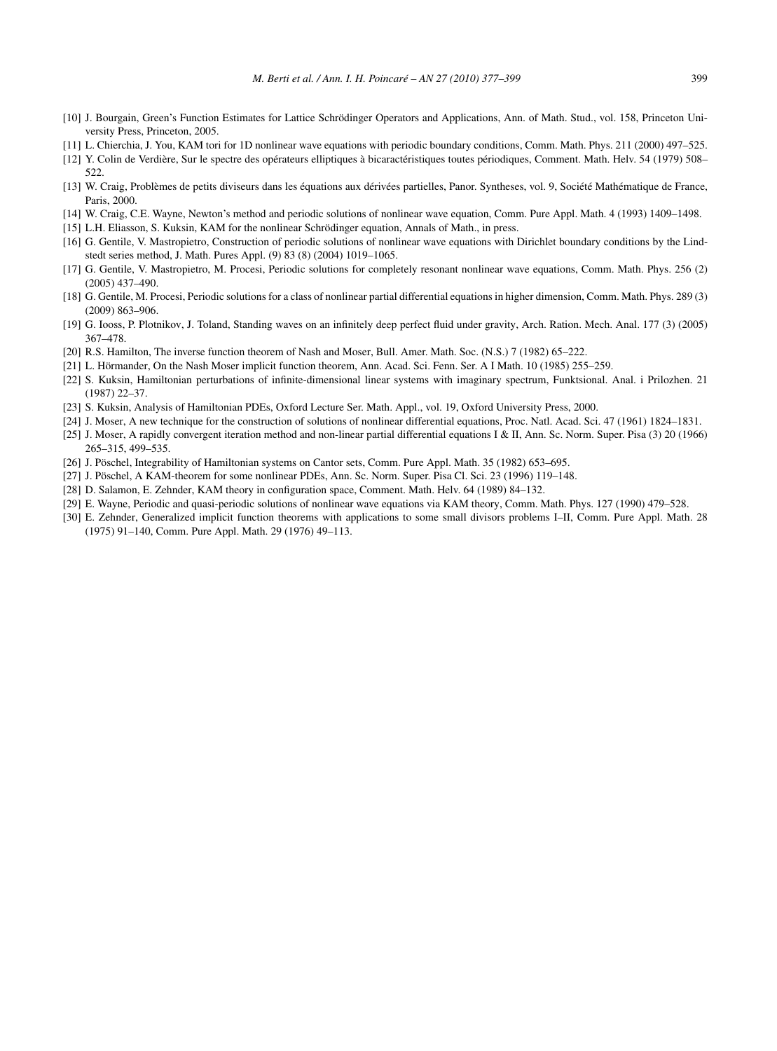[10] J. Bourgain, Green's Function Estimates for Lattice Schrödinger Operators and Applications, Ann. of Math. Stud., vol. 158, Princeton University Press, Princeton, 2005.

[11] L. Chierchia, J. You, KAM tori for 1D nonlinear wave equations with periodic boundary conditions, Comm. Math. Phys. 211 (2000) 497–525.

[12] Y. Colin de Verdière, Sur le spectre des opérateurs elliptiques à bicaractéristiques toutes périodiques, Comment. Math. Helv. 54 (1979) 508–522.

[13] W. Craig, Problèmes de petits diviseurs dans les équations aux dérivées partielles, Panor. Syntheses, vol. 9, Société Mathématique de France, Paris, 2000.

[14] W. Craig, C.E. Wayne, Newton's method and periodic solutions of nonlinear wave equation, Comm. Pure Appl. Math. 4 (1993) 1409–1498.

[15] L.H. Eliasson, S. Kuksin, KAM for the nonlinear Schrödinger equation, Annals of Math., in press.

[16] G. Gentile, V. Mastropietro, Construction of periodic solutions of nonlinear wave equations with Dirichlet boundary conditions by the Lindstedt series method, J. Math. Pures Appl. (9) 83 (8) (2004) 1019–1065.

[17] G. Gentile, V. Mastropietro, M. Procesi, Periodic solutions for completely resonant nonlinear wave equations, Comm. Math. Phys. 256 (2) (2005) 437–490.

[18] G. Gentile, M. Procesi, Periodic solutions for a class of nonlinear partial differential equations in higher dimension, Comm. Math. Phys. 289 (3) (2009) 863–906.

[19] G. Iooss, P. Plotnikov, J. Toland, Standing waves on an infinitely deep perfect fluid under gravity, Arch. Ration. Mech. Anal. 177 (3) (2005) 367–478.

[20] R.S. Hamilton, The inverse function theorem of Nash and Moser, Bull. Amer. Math. Soc. (N.S.) 7 (1982) 65–222.

[21] L. Hörmander, On the Nash Moser implicit function theorem, Ann. Acad. Sci. Fenn. Ser. A I Math. 10 (1985) 255–259.

[22] S. Kuksin, Hamiltonian perturbations of infinite-dimensional linear systems with imaginary spectrum, Funktsional. Anal. i Prilozhen. 21 (1987) 22–37.

[23] S. Kuksin, Analysis of Hamiltonian PDEs, Oxford Lecture Ser. Math. Appl., vol. 19, Oxford University Press, 2000.

[24] J. Moser, A new technique for the construction of solutions of nonlinear differential equations, Proc. Natl. Acad. Sci. 47 (1961) 1824–1831.

[25] J. Moser, A rapidly convergent iteration method and non-linear partial differential equations I & II, Ann. Sc. Norm. Super. Pisa (3) 20 (1966) 265–315, 499–535.

[26] J. Pöschel, Integrability of Hamiltonian systems on Cantor sets, Comm. Pure Appl. Math. 35 (1982) 653–695.

[27] J. Pöschel, A KAM-theorem for some nonlinear PDEs, Ann. Sc. Norm. Super. Pisa Cl. Sci. 23 (1996) 119–148.

[28] D. Salamon, E. Zehnder, KAM theory in configuration space, Comment. Math. Helv. 64 (1989) 84–132.

[29] E. Wayne, Periodic and quasi-periodic solutions of nonlinear wave equations via KAM theory, Comm. Math. Phys. 127 (1990) 479–528.

[30] E. Zehnder, Generalized implicit function theorems with applications to some small divisors problems I–II, Comm. Pure Appl. Math. 28 (1975) 91–140, Comm. Pure Appl. Math. 29 (1976) 49–113.